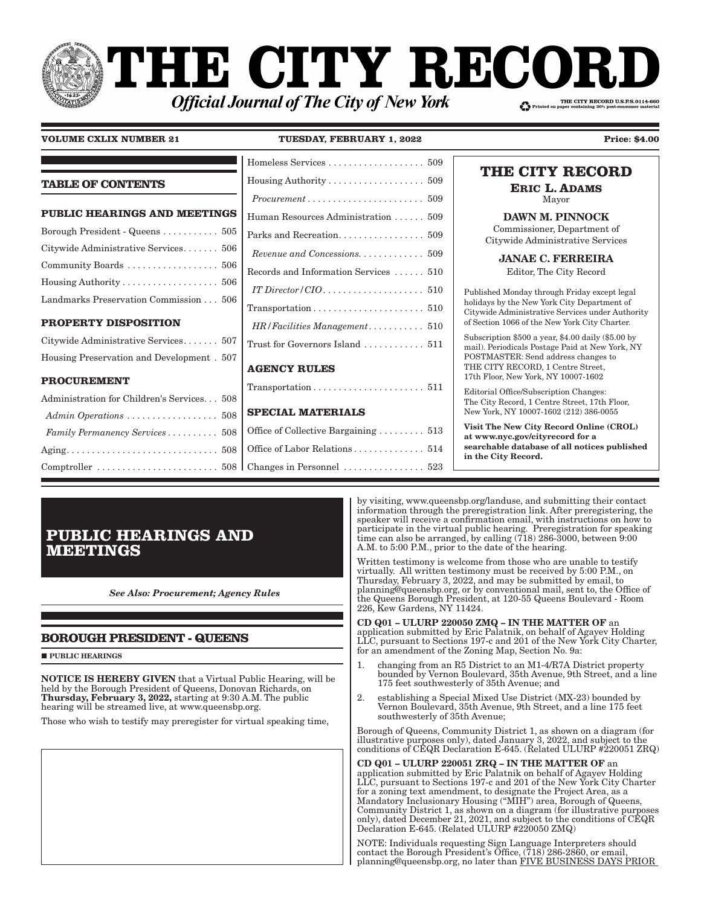# THE CITY RECORD

***Official Journal of The City of New York***

THE CITY RECORD U.S.P.S.0114-660
Printed on paper containing 30% post-consumer material

**VOLUME CXLIX NUMBER 21** **TUESDAY, FEBRUARY 1, 2022** **Price: $4.00**

## TABLE OF CONTENTS

**PUBLIC HEARINGS AND MEETINGS**

Borough President - Queens . . . . . . . . . . . 505
Citywide Administrative Services. . . . . . . 506
Community Boards . . . . . . . . . . . . . . . . . 506
Housing Authority . . . . . . . . . . . . . . . . . . 506
Landmarks Preservation Commission . . . 506

**PROPERTY DISPOSITION**

Citywide Administrative Services. . . . . . . 507
Housing Preservation and Development . 507

**PROCUREMENT**

Administration for Children's Services. . . 508
*Admin Operations* . . . . . . . . . . . . . . . . . 508
*Family Permanency Services* . . . . . . . . . 508
Aging. . . . . . . . . . . . . . . . . . . . . . . . . . . . . 508
Comptroller . . . . . . . . . . . . . . . . . . . . . . . 508
Homeless Services . . . . . . . . . . . . . . . . . . 509
Housing Authority . . . . . . . . . . . . . . . . . . 509
*Procurement* . . . . . . . . . . . . . . . . . . . . . . 509
Human Resources Administration . . . . . . 509
Parks and Recreation. . . . . . . . . . . . . . . . 509
*Revenue and Concessions*. . . . . . . . . . . . 509
Records and Information Services . . . . . . 510
*IT Director/CIO*. . . . . . . . . . . . . . . . . . . 510
Transportation . . . . . . . . . . . . . . . . . . . . . 510
*HR/Facilities Management*. . . . . . . . . . . 510
Trust for Governors Island . . . . . . . . . . . . 511

**AGENCY RULES**

Transportation . . . . . . . . . . . . . . . . . . . . . 511

**SPECIAL MATERIALS**

Office of Collective Bargaining . . . . . . . . . 513
Office of Labor Relations . . . . . . . . . . . . . 514
Changes in Personnel . . . . . . . . . . . . . . . 523

**THE CITY RECORD**

**ERIC L. ADAMS**
Mayor

**DAWN M. PINNOCK**
Commissioner, Department of Citywide Administrative Services

**JANAE C. FERREIRA**
Editor, The City Record

Published Monday through Friday except legal holidays by the New York City Department of Citywide Administrative Services under Authority of Section 1066 of the New York City Charter.

Subscription $500 a year, $4.00 daily ($5.00 by mail). Periodicals Postage Paid at New York, NY POSTMASTER: Send address changes to THE CITY RECORD, 1 Centre Street, 17th Floor, New York, NY 10007-1602

Editorial Office/Subscription Changes: The City Record, 1 Centre Street, 17th Floor, New York, NY 10007-1602 (212) 386-0055

**Visit The New City Record Online (CROL) at www.nyc.gov/cityrecord for a searchable database of all notices published in the City Record.**

# PUBLIC HEARINGS AND MEETINGS

*See Also: Procurement; Agency Rules*

## BOROUGH PRESIDENT - QUEENS

■ **PUBLIC HEARINGS**

**NOTICE IS HEREBY GIVEN** that a Virtual Public Hearing, will be held by the Borough President of Queens, Donovan Richards, on **Thursday, February 3, 2022,** starting at 9:30 A.M. The public hearing will be streamed live, at www.queensbp.org.

Those who wish to testify may preregister for virtual speaking time, by visiting, www.queensbp.org/landuse, and submitting their contact information through the preregistration link. After preregistering, the speaker will receive a confirmation email, with instructions on how to participate in the virtual public hearing. Preregistration for speaking time can also be arranged, by calling (718) 286-3000, between 9:00 A.M. to 5:00 P.M., prior to the date of the hearing.

Written testimony is welcome from those who are unable to testify virtually. All written testimony must be received by 5:00 P.M., on Thursday, February 3, 2022, and may be submitted by email, to planning@queensbp.org, or by conventional mail, sent to, the Office of the Queens Borough President, at 120-55 Queens Boulevard - Room 226, Kew Gardens, NY 11424.

**CD Q01 – ULURP 220050 ZMQ – IN THE MATTER OF** an application submitted by Eric Palatnik, on behalf of Agayev Holding LLC, pursuant to Sections 197-c and 201 of the New York City Charter, for an amendment of the Zoning Map, Section No. 9a:

1. changing from an R5 District to an M1-4/R7A District property bounded by Vernon Boulevard, 35th Avenue, 9th Street, and a line 175 feet southwesterly of 35th Avenue; and
2. establishing a Special Mixed Use District (MX-23) bounded by Vernon Boulevard, 35th Avenue, 9th Street, and a line 175 feet southwesterly of 35th Avenue;

Borough of Queens, Community District 1, as shown on a diagram (for illustrative purposes only), dated January 3, 2022, and subject to the conditions of CEQR Declaration E-645. (Related ULURP #220051 ZRQ)

**CD Q01 – ULURP 220051 ZRQ – IN THE MATTER OF** an application submitted by Eric Palatnik on behalf of Agayev Holding LLC, pursuant to Sections 197-c and 201 of the New York City Charter for a zoning text amendment, to designate the Project Area, as a Mandatory Inclusionary Housing ("MIH") area, Borough of Queens, Community District 1, as shown on a diagram (for illustrative purposes only), dated December 21, 2021, and subject to the conditions of CEQR Declaration E-645. (Related ULURP #220050 ZMQ)

NOTE: Individuals requesting Sign Language Interpreters should contact the Borough President's Office, (718) 286-2860, or email, planning@queensbp.org, no later than FIVE BUSINESS DAYS PRIOR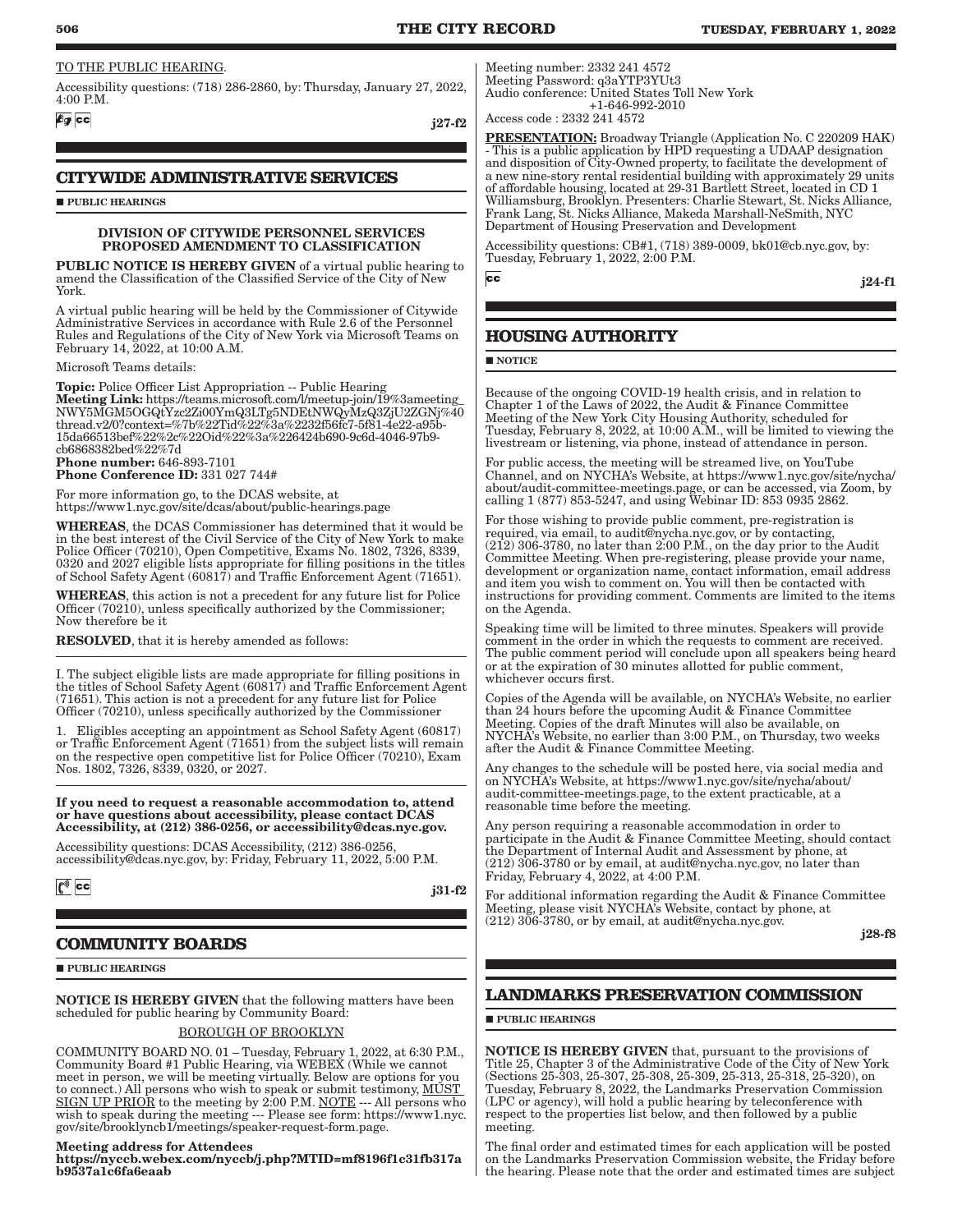TO THE PUBLIC HEARING.

Accessibility questions: (718) 286-2860, by: Thursday, January 27, 2022, 4:00 P.M.

j27-f2

## CITYWIDE ADMINISTRATIVE SERVICES

■ PUBLIC HEARINGS

**DIVISION OF CITYWIDE PERSONNEL SERVICES PROPOSED AMENDMENT TO CLASSIFICATION**

**PUBLIC NOTICE IS HEREBY GIVEN** of a virtual public hearing to amend the Classification of the Classified Service of the City of New York.

A virtual public hearing will be held by the Commissioner of Citywide Administrative Services in accordance with Rule 2.6 of the Personnel Rules and Regulations of the City of New York via Microsoft Teams on February 14, 2022, at 10:00 A.M.

Microsoft Teams details:

**Topic:** Police Officer List Appropriation -- Public Hearing
**Meeting Link:** https://teams.microsoft.com/l/meetup-join/19%3ameeting_NWY5MGM5OGQtYzc2Zi00YmQ3LTg5NDEtNWQyMzQ3ZjU2ZGNj%40thread.v2/0?context=%7b%22Tid%22%3a%2232f56fc7-5f81-4e22-a95b-15da66513bef%22%2c%22Oid%22%3a%226424b690-9c6d-4046-97b9-cb6868382bed%22%7d
**Phone number:** 646-893-7101
**Phone Conference ID:** 331 027 744#

For more information go, to the DCAS website, at https://www1.nyc.gov/site/dcas/about/public-hearings.page

**WHEREAS**, the DCAS Commissioner has determined that it would be in the best interest of the Civil Service of the City of New York to make Police Officer (70210), Open Competitive, Exams No. 1802, 7326, 8339, 0320 and 2027 eligible lists appropriate for filling positions in the titles of School Safety Agent (60817) and Traffic Enforcement Agent (71651).

**WHEREAS**, this action is not a precedent for any future list for Police Officer (70210), unless specifically authorized by the Commissioner; Now therefore be it

**RESOLVED**, that it is hereby amended as follows:

I. The subject eligible lists are made appropriate for filling positions in the titles of School Safety Agent (60817) and Traffic Enforcement Agent (71651). This action is not a precedent for any future list for Police Officer (70210), unless specifically authorized by the Commissioner

1. Eligibles accepting an appointment as School Safety Agent (60817) or Traffic Enforcement Agent (71651) from the subject lists will remain on the respective open competitive list for Police Officer (70210), Exam Nos. 1802, 7326, 8339, 0320, or 2027.

**If you need to request a reasonable accommodation to, attend or have questions about accessibility, please contact DCAS Accessibility, at (212) 386-0256, or accessibility@dcas.nyc.gov.**

Accessibility questions: DCAS Accessibility, (212) 386-0256, accessibility@dcas.nyc.gov, by: Friday, February 11, 2022, 5:00 P.M.

j31-f2

## COMMUNITY BOARDS

■ PUBLIC HEARINGS

**NOTICE IS HEREBY GIVEN** that the following matters have been scheduled for public hearing by Community Board:

BOROUGH OF BROOKLYN

COMMUNITY BOARD NO. 01 – Tuesday, February 1, 2022, at 6:30 P.M., Community Board #1 Public Hearing, via WEBEX (While we cannot meet in person, we will be meeting virtually. Below are options for you to connect.) All persons who wish to speak or submit testimony, MUST SIGN UP PRIOR to the meeting by 2:00 P.M. NOTE --- All persons who wish to speak during the meeting --- Please see form: https://www1.nyc.gov/site/brooklyncb1/meetings/speaker-request-form.page.

**Meeting address for Attendees**
**https://nyccb.webex.com/nyccb/j.php?MTID=mf8196f1c31fb317ab9537a1c6fa6eaab**

Meeting number: 2332 241 4572
Meeting Password: q3aYTP3YUt3
Audio conference: United States Toll New York +1-646-992-2010
Access code : 2332 241 4572

**PRESENTATION:** Broadway Triangle (Application No. C 220209 HAK) - This is a public application by HPD requesting a UDAAP designation and disposition of City-Owned property, to facilitate the development of a new nine-story rental residential building with approximately 29 units of affordable housing, located at 29-31 Bartlett Street, located in CD 1 Williamsburg, Brooklyn. Presenters: Charlie Stewart, St. Nicks Alliance, Frank Lang, St. Nicks Alliance, Makeda Marshall-NeSmith, NYC Department of Housing Preservation and Development

Accessibility questions: CB#1, (718) 389-0009, bk01@cb.nyc.gov, by: Tuesday, February 1, 2022, 2:00 P.M.

j24-f1

## HOUSING AUTHORITY

■ NOTICE

Because of the ongoing COVID-19 health crisis, and in relation to Chapter 1 of the Laws of 2022, the Audit & Finance Committee Meeting of the New York City Housing Authority, scheduled for Tuesday, February 8, 2022, at 10:00 A.M., will be limited to viewing the livestream or listening, via phone, instead of attendance in person.

For public access, the meeting will be streamed live, on YouTube Channel, and on NYCHA's Website, at https://www1.nyc.gov/site/nycha/about/audit-committee-meetings.page, or can be accessed, via Zoom, by calling 1 (877) 853-5247, and using Webinar ID: 853 0935 2862.

For those wishing to provide public comment, pre-registration is required, via email, to audit@nycha.nyc.gov, or by contacting, (212) 306-3780, no later than 2:00 P.M., on the day prior to the Audit Committee Meeting. When pre-registering, please provide your name, development or organization name, contact information, email address and item you wish to comment on. You will then be contacted with instructions for providing comment. Comments are limited to the items on the Agenda.

Speaking time will be limited to three minutes. Speakers will provide comment in the order in which the requests to comment are received. The public comment period will conclude upon all speakers being heard or at the expiration of 30 minutes allotted for public comment, whichever occurs first.

Copies of the Agenda will be available, on NYCHA's Website, no earlier than 24 hours before the upcoming Audit & Finance Committee Meeting. Copies of the draft Minutes will also be available, on NYCHA's Website, no earlier than 3:00 P.M., on Thursday, two weeks after the Audit & Finance Committee Meeting.

Any changes to the schedule will be posted here, via social media and on NYCHA's Website, at https://www1.nyc.gov/site/nycha/about/audit-committee-meetings.page, to the extent practicable, at a reasonable time before the meeting.

Any person requiring a reasonable accommodation in order to participate in the Audit & Finance Committee Meeting, should contact the Department of Internal Audit and Assessment by phone, at (212) 306-3780 or by email, at audit@nycha.nyc.gov, no later than Friday, February 4, 2022, at 4:00 P.M.

For additional information regarding the Audit & Finance Committee Meeting, please visit NYCHA's Website, contact by phone, at (212) 306-3780, or by email, at audit@nycha.nyc.gov.

j28-f8

## LANDMARKS PRESERVATION COMMISSION

■ PUBLIC HEARINGS

**NOTICE IS HEREBY GIVEN** that, pursuant to the provisions of Title 25, Chapter 3 of the Administrative Code of the City of New York (Sections 25-303, 25-307, 25-308, 25-309, 25-313, 25-318, 25-320), on Tuesday, February 8, 2022, the Landmarks Preservation Commission (LPC or agency), will hold a public hearing by teleconference with respect to the properties list below, and then followed by a public meeting.

The final order and estimated times for each application will be posted on the Landmarks Preservation Commission website, the Friday before the hearing. Please note that the order and estimated times are subject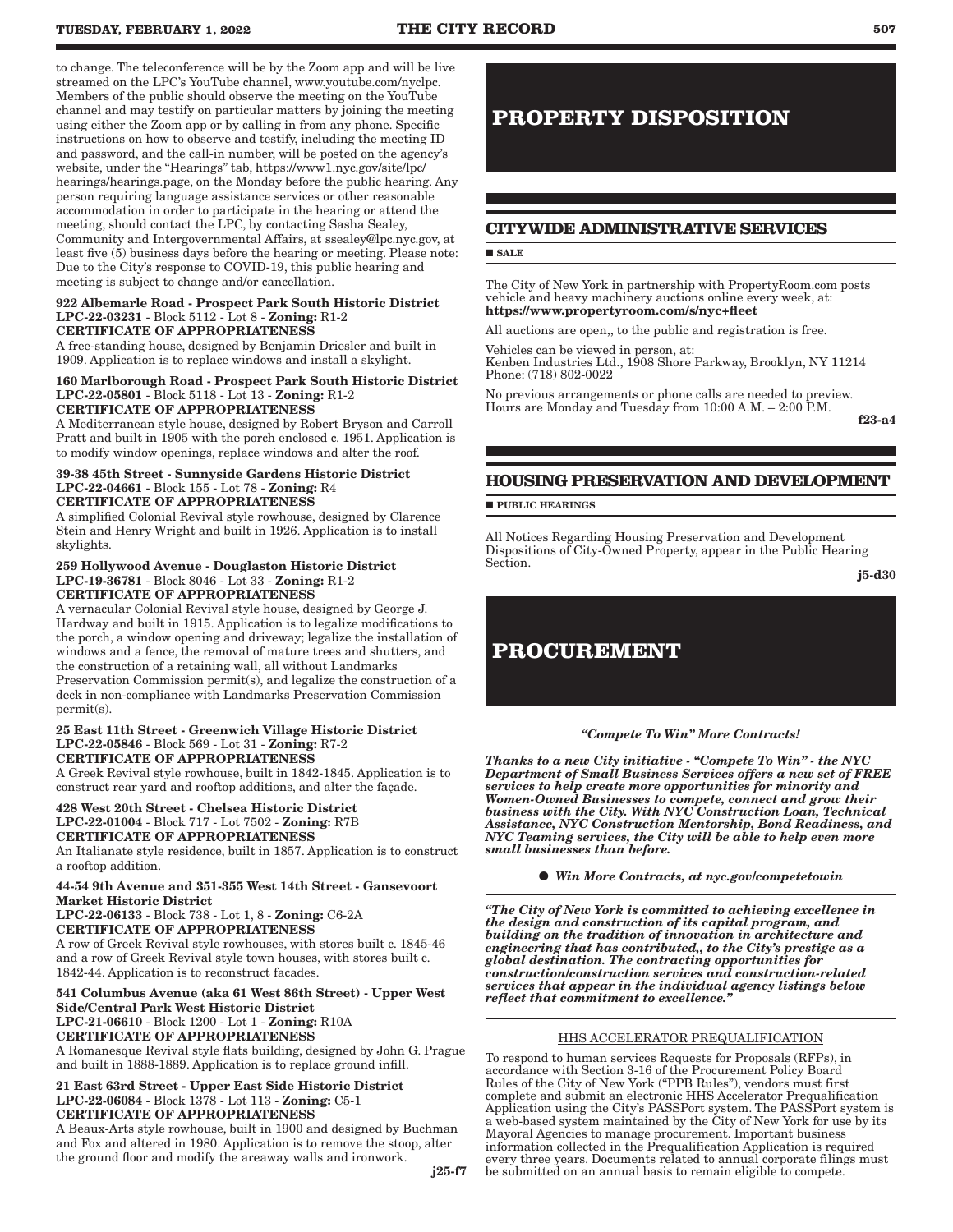to change. The teleconference will be by the Zoom app and will be live streamed on the LPC's YouTube channel, www.youtube.com/nyclpc. Members of the public should observe the meeting on the YouTube channel and may testify on particular matters by joining the meeting using either the Zoom app or by calling in from any phone. Specific instructions on how to observe and testify, including the meeting ID and password, and the call-in number, will be posted on the agency's website, under the "Hearings" tab, https://www1.nyc.gov/site/lpc/hearings/hearings.page, on the Monday before the public hearing. Any person requiring language assistance services or other reasonable accommodation in order to participate in the hearing or attend the meeting, should contact the LPC, by contacting Sasha Sealey, Community and Intergovernmental Affairs, at ssealey@lpc.nyc.gov, at least five (5) business days before the hearing or meeting. Please note: Due to the City's response to COVID-19, this public hearing and meeting is subject to change and/or cancellation.

**922 Albemarle Road - Prospect Park South Historic District**
**LPC-22-03231** - Block 5112 - Lot 8 - **Zoning:** R1-2
**CERTIFICATE OF APPROPRIATENESS**
A free-standing house, designed by Benjamin Driesler and built in 1909. Application is to replace windows and install a skylight.

**160 Marlborough Road - Prospect Park South Historic District**
**LPC-22-05801** - Block 5118 - Lot 13 - **Zoning:** R1-2
**CERTIFICATE OF APPROPRIATENESS**
A Mediterranean style house, designed by Robert Bryson and Carroll Pratt and built in 1905 with the porch enclosed c. 1951. Application is to modify window openings, replace windows and alter the roof.

**39-38 45th Street - Sunnyside Gardens Historic District**
**LPC-22-04661** - Block 155 - Lot 78 - **Zoning:** R4
**CERTIFICATE OF APPROPRIATENESS**
A simplified Colonial Revival style rowhouse, designed by Clarence Stein and Henry Wright and built in 1926. Application is to install skylights.

**259 Hollywood Avenue - Douglaston Historic District**
**LPC-19-36781** - Block 8046 - Lot 33 - **Zoning:** R1-2
**CERTIFICATE OF APPROPRIATENESS**
A vernacular Colonial Revival style house, designed by George J. Hardway and built in 1915. Application is to legalize modifications to the porch, a window opening and driveway; legalize the installation of windows and a fence, the removal of mature trees and shutters, and the construction of a retaining wall, all without Landmarks Preservation Commission permit(s), and legalize the construction of a deck in non-compliance with Landmarks Preservation Commission permit(s).

**25 East 11th Street - Greenwich Village Historic District**
**LPC-22-05846** - Block 569 - Lot 31 - **Zoning:** R7-2
**CERTIFICATE OF APPROPRIATENESS**
A Greek Revival style rowhouse, built in 1842-1845. Application is to construct rear yard and rooftop additions, and alter the façade.

**428 West 20th Street - Chelsea Historic District**
**LPC-22-01004** - Block 717 - Lot 7502 - **Zoning:** R7B
**CERTIFICATE OF APPROPRIATENESS**
An Italianate style residence, built in 1857. Application is to construct a rooftop addition.

**44-54 9th Avenue and 351-355 West 14th Street - Gansevoort Market Historic District**
**LPC-22-06133** - Block 738 - Lot 1, 8 - **Zoning:** C6-2A
**CERTIFICATE OF APPROPRIATENESS**
A row of Greek Revival style rowhouses, with stores built c. 1845-46 and a row of Greek Revival style town houses, with stores built c. 1842-44. Application is to reconstruct facades.

**541 Columbus Avenue (aka 61 West 86th Street) - Upper West Side/Central Park West Historic District**
**LPC-21-06610** - Block 1200 - Lot 1 - **Zoning:** R10A
**CERTIFICATE OF APPROPRIATENESS**
A Romanesque Revival style flats building, designed by John G. Prague and built in 1888-1889. Application is to replace ground infill.

**21 East 63rd Street - Upper East Side Historic District**
**LPC-22-06084** - Block 1378 - Lot 113 - **Zoning:** C5-1
**CERTIFICATE OF APPROPRIATENESS**
A Beaux-Arts style rowhouse, built in 1900 and designed by Buchman and Fox and altered in 1980. Application is to remove the stoop, alter the ground floor and modify the areaway walls and ironwork.

**j25-f7**

# PROPERTY DISPOSITION

## CITYWIDE ADMINISTRATIVE SERVICES

■ **SALE**

The City of New York in partnership with PropertyRoom.com posts vehicle and heavy machinery auctions online every week, at: **https://www.propertyroom.com/s/nyc+fleet**

All auctions are open,, to the public and registration is free.

Vehicles can be viewed in person, at:
Kenben Industries Ltd., 1908 Shore Parkway, Brooklyn, NY 11214
Phone: (718) 802-0022

No previous arrangements or phone calls are needed to preview. Hours are Monday and Tuesday from 10:00 A.M. – 2:00 P.M.

**f23-a4**

## HOUSING PRESERVATION AND DEVELOPMENT

■ **PUBLIC HEARINGS**

All Notices Regarding Housing Preservation and Development Dispositions of City-Owned Property, appear in the Public Hearing Section.

**j5-d30**

# PROCUREMENT

***"Compete To Win" More Contracts!***

***Thanks to a new City initiative - "Compete To Win" - the NYC Department of Small Business Services offers a new set of FREE services to help create more opportunities for minority and Women-Owned Businesses to compete, connect and grow their business with the City. With NYC Construction Loan, Technical Assistance, NYC Construction Mentorship, Bond Readiness, and NYC Teaming services, the City will be able to help even more small businesses than before.***

● ***Win More Contracts, at nyc.gov/competetowin***

***"The City of New York is committed to achieving excellence in the design and construction of its capital program, and building on the tradition of innovation in architecture and engineering that has contributed,, to the City's prestige as a global destination. The contracting opportunities for construction/construction services and construction-related services that appear in the individual agency listings below reflect that commitment to excellence."***

HHS ACCELERATOR PREQUALIFICATION

To respond to human services Requests for Proposals (RFPs), in accordance with Section 3-16 of the Procurement Policy Board Rules of the City of New York ("PPB Rules"), vendors must first complete and submit an electronic HHS Accelerator Prequalification Application using the City's PASSPort system. The PASSPort system is a web-based system maintained by the City of New York for use by its Mayoral Agencies to manage procurement. Important business information collected in the Prequalification Application is required every three years. Documents related to annual corporate filings must be submitted on an annual basis to remain eligible to compete.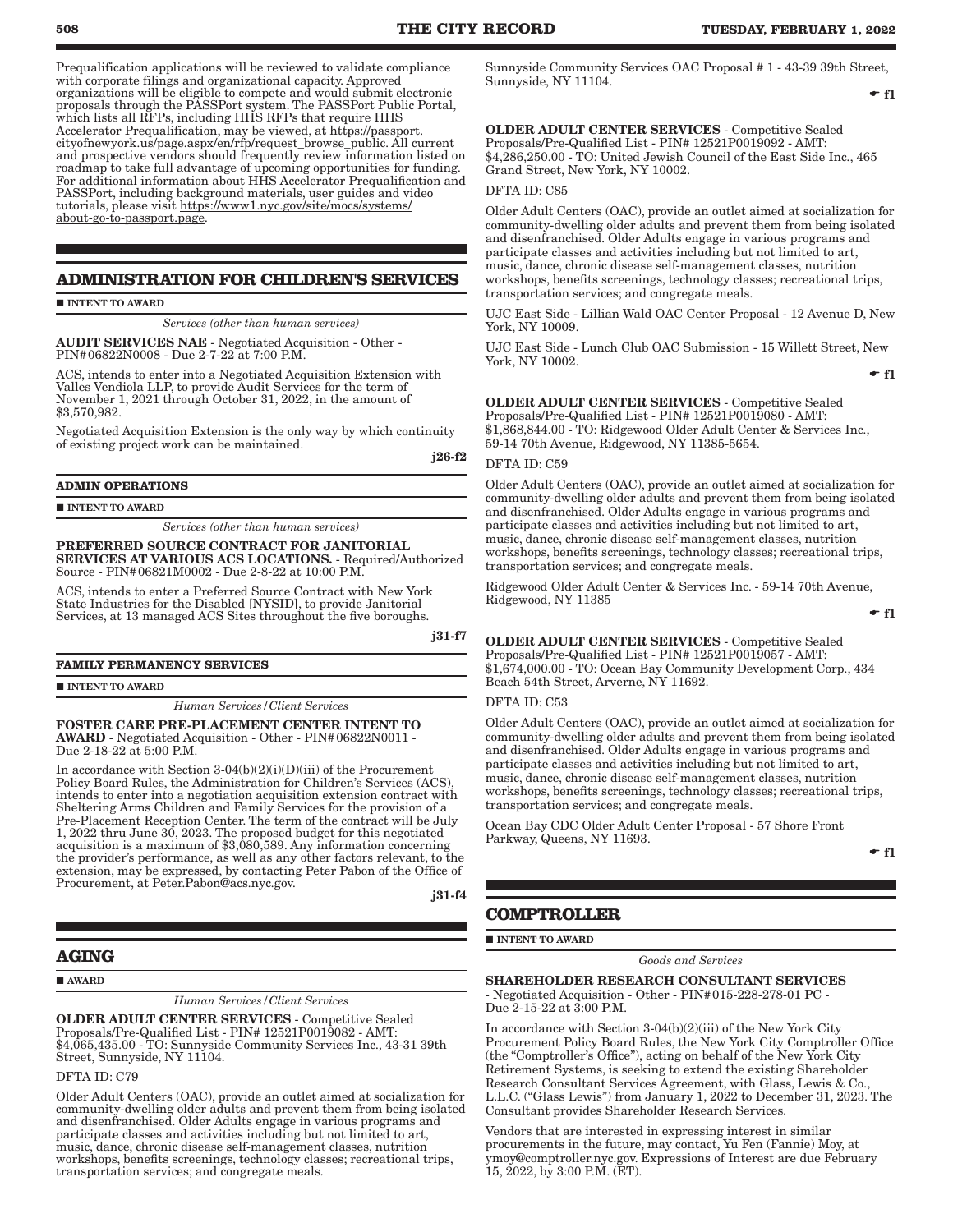Prequalification applications will be reviewed to validate compliance with corporate filings and organizational capacity. Approved organizations will be eligible to compete and would submit electronic proposals through the PASSPort system. The PASSPort Public Portal, which lists all RFPs, including HHS RFPs that require HHS Accelerator Prequalification, may be viewed, at https://passport.cityofnewyork.us/page.aspx/en/rfp/request_browse_public. All current and prospective vendors should frequently review information listed on roadmap to take full advantage of upcoming opportunities for funding. For additional information about HHS Accelerator Prequalification and PASSPort, including background materials, user guides and video tutorials, please visit https://www1.nyc.gov/site/mocs/systems/about-go-to-passport.page.

## ADMINISTRATION FOR CHILDREN'S SERVICES

■ **INTENT TO AWARD**

*Services (other than human services)*

**AUDIT SERVICES NAE** - Negotiated Acquisition - Other - PIN#06822N0008 - Due 2-7-22 at 7:00 P.M.

ACS, intends to enter into a Negotiated Acquisition Extension with Valles Vendiola LLP, to provide Audit Services for the term of November 1, 2021 through October 31, 2022, in the amount of $3,570,982.

Negotiated Acquisition Extension is the only way by which continuity of existing project work can be maintained.

**j26-f2**

### ADMIN OPERATIONS

■ **INTENT TO AWARD**

*Services (other than human services)*

**PREFERRED SOURCE CONTRACT FOR JANITORIAL SERVICES AT VARIOUS ACS LOCATIONS.** - Required/Authorized Source - PIN#06821M0002 - Due 2-8-22 at 10:00 P.M.

ACS, intends to enter a Preferred Source Contract with New York State Industries for the Disabled [NYSID], to provide Janitorial Services, at 13 managed ACS Sites throughout the five boroughs.

**j31-f7**

### FAMILY PERMANENCY SERVICES

■ **INTENT TO AWARD**

*Human Services/Client Services*

**FOSTER CARE PRE-PLACEMENT CENTER INTENT TO AWARD** - Negotiated Acquisition - Other - PIN#06822N0011 - Due 2-18-22 at 5:00 P.M.

In accordance with Section 3-04(b)(2)(i)(D)(iii) of the Procurement Policy Board Rules, the Administration for Children's Services (ACS), intends to enter into a negotiation acquisition extension contract with Sheltering Arms Children and Family Services for the provision of a Pre-Placement Reception Center. The term of the contract will be July 1, 2022 thru June 30, 2023. The proposed budget for this negotiated acquisition is a maximum of $3,080,589. Any information concerning the provider's performance, as well as any other factors relevant, to the extension, may be expressed, by contacting Peter Pabon of the Office of Procurement, at Peter.Pabon@acs.nyc.gov.

**j31-f4**

## AGING

■ **AWARD**

*Human Services/Client Services*

**OLDER ADULT CENTER SERVICES** - Competitive Sealed Proposals/Pre-Qualified List - PIN# 12521P0019082 - AMT: $4,065,435.00 - TO: Sunnyside Community Services Inc., 43-31 39th Street, Sunnyside, NY 11104.

DFTA ID: C79

Older Adult Centers (OAC), provide an outlet aimed at socialization for community-dwelling older adults and prevent them from being isolated and disenfranchised. Older Adults engage in various programs and participate classes and activities including but not limited to art, music, dance, chronic disease self-management classes, nutrition workshops, benefits screenings, technology classes; recreational trips, transportation services; and congregate meals.

Sunnyside Community Services OAC Proposal # 1 - 43-39 39th Street, Sunnyside, NY 11104.

☛ **f1**

**OLDER ADULT CENTER SERVICES** - Competitive Sealed Proposals/Pre-Qualified List - PIN# 12521P0019092 - AMT: $4,286,250.00 - TO: United Jewish Council of the East Side Inc., 465 Grand Street, New York, NY 10002.

DFTA ID: C85

Older Adult Centers (OAC), provide an outlet aimed at socialization for community-dwelling older adults and prevent them from being isolated and disenfranchised. Older Adults engage in various programs and participate classes and activities including but not limited to art, music, dance, chronic disease self-management classes, nutrition workshops, benefits screenings, technology classes; recreational trips, transportation services; and congregate meals.

UJC East Side - Lillian Wald OAC Center Proposal - 12 Avenue D, New York, NY 10009.

UJC East Side - Lunch Club OAC Submission - 15 Willett Street, New York, NY 10002.

☛ **f1**

**OLDER ADULT CENTER SERVICES** - Competitive Sealed Proposals/Pre-Qualified List - PIN# 12521P0019080 - AMT: $1,868,844.00 - TO: Ridgewood Older Adult Center & Services Inc., 59-14 70th Avenue, Ridgewood, NY 11385-5654.

DFTA ID: C59

Older Adult Centers (OAC), provide an outlet aimed at socialization for community-dwelling older adults and prevent them from being isolated and disenfranchised. Older Adults engage in various programs and participate classes and activities including but not limited to art, music, dance, chronic disease self-management classes, nutrition workshops, benefits screenings, technology classes; recreational trips, transportation services; and congregate meals.

Ridgewood Older Adult Center & Services Inc. - 59-14 70th Avenue, Ridgewood, NY 11385

☛ **f1**

**OLDER ADULT CENTER SERVICES** - Competitive Sealed Proposals/Pre-Qualified List - PIN# 12521P0019057 - AMT: $1,674,000.00 - TO: Ocean Bay Community Development Corp., 434 Beach 54th Street, Arverne, NY 11692.

DFTA ID: C53

Older Adult Centers (OAC), provide an outlet aimed at socialization for community-dwelling older adults and prevent them from being isolated and disenfranchised. Older Adults engage in various programs and participate classes and activities including but not limited to art, music, dance, chronic disease self-management classes, nutrition workshops, benefits screenings, technology classes; recreational trips, transportation services; and congregate meals.

Ocean Bay CDC Older Adult Center Proposal - 57 Shore Front Parkway, Queens, NY 11693.

☛ **f1**

## COMPTROLLER

■ **INTENT TO AWARD**

*Goods and Services*

**SHAREHOLDER RESEARCH CONSULTANT SERVICES** - Negotiated Acquisition - Other - PIN#015-228-278-01 PC - Due 2-15-22 at 3:00 P.M.

In accordance with Section 3-04(b)(2)(iii) of the New York City Procurement Policy Board Rules, the New York City Comptroller Office (the "Comptroller's Office"), acting on behalf of the New York City Retirement Systems, is seeking to extend the existing Shareholder Research Consultant Services Agreement, with Glass, Lewis & Co., L.L.C. ("Glass Lewis") from January 1, 2022 to December 31, 2023. The Consultant provides Shareholder Research Services.

Vendors that are interested in expressing interest in similar procurements in the future, may contact, Yu Fen (Fannie) Moy, at ymoy@comptroller.nyc.gov. Expressions of Interest are due February 15, 2022, by 3:00 P.M. (ET).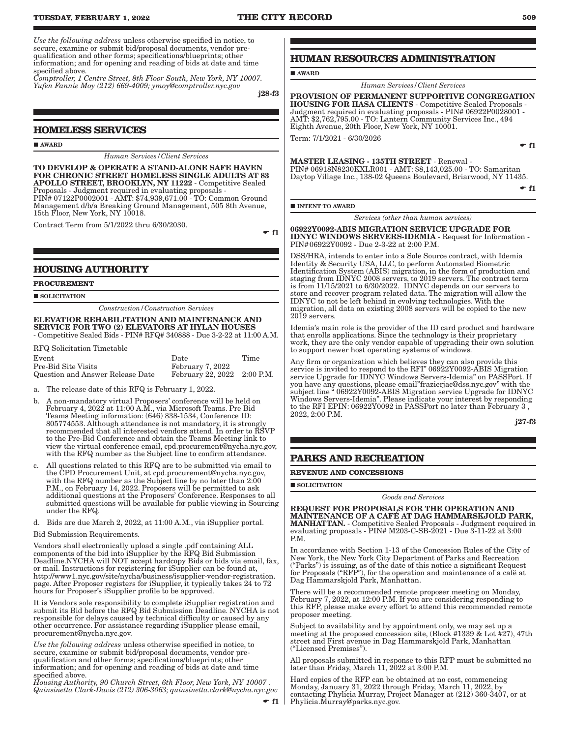*Use the following address* unless otherwise specified in notice, to secure, examine or submit bid/proposal documents, vendor pre-qualification and other forms; specifications/blueprints; other information; and for opening and reading of bids at date and time specified above.
*Comptroller, 1 Centre Street, 8th Floor South, New York, NY 10007. Yufen Fannie Moy (212) 669-4009; ymoy@comptroller.nyc.gov*

j28-f3

## HOMELESS SERVICES

■ **AWARD**

*Human Services/Client Services*

**TO DEVELOP & OPERATE A STAND-ALONE SAFE HAVEN FOR CHRONIC STREET HOMELESS SINGLE ADULTS AT 83 APOLLO STREET, BROOKLYN, NY 11222** - Competitive Sealed Proposals - Judgment required in evaluating proposals - PIN# 07122P0002001 - AMT: $74,939,671.00 - TO: Common Ground Management d/b/a Breaking Ground Management, 505 8th Avenue, 15th Floor, New York, NY 10018.

Contract Term from 5/1/2022 thru 6/30/2030.

☛ f1

## HOUSING AUTHORITY

**PROCUREMENT**

■ **SOLICITATION**

*Construction/Construction Services*

**ELEVATIOR REHABILITATION AND MAINTENANCE AND SERVICE FOR TWO (2) ELEVATORS AT HYLAN HOUSES** - Competitive Sealed Bids - PIN# RFQ# 340888 - Due 3-2-22 at 11:00 A.M.

RFQ Solicitation Timetable

| Event | Date | Time |
|---|---|---|
| Pre-Bid Site Visits | February 7, 2022 | |
| Question and Answer Release Date | February 22, 2022 | 2:00 P.M. |

a. The release date of this RFQ is February 1, 2022.

b. A non-mandatory virtual Proposers' conference will be held on February 4, 2022 at 11:00 A.M., via Microsoft Teams. Pre Bid Teams Meeting information: (646) 838-1534, Conference ID: 805774553. Although attendance is not mandatory, it is strongly recommended that all interested vendors attend. In order to RSVP to the Pre-Bid Conference and obtain the Teams Meeting link to view the virtual conference email, cpd.procurement@nycha.nyc.gov, with the RFQ number as the Subject line to confirm attendance.

c. All questions related to this RFQ are to be submitted via email to the CPD Procurement Unit, at cpd.procurement@nycha.nyc.gov, with the RFQ number as the Subject line by no later than 2:00 P.M., on February 14, 2022. Proposers will be permitted to ask additional questions at the Proposers' Conference. Responses to all submitted questions will be available for public viewing in Sourcing under the RFQ.

d. Bids are due March 2, 2022, at 11:00 A.M., via iSupplier portal.

Bid Submission Requirements.

Vendors shall electronically upload a single .pdf containing ALL components of the bid into iSupplier by the RFQ Bid Submission Deadline.NYCHA will NOT accept hardcopy Bids or bids via email, fax, or mail. Instructions for registering for iSupplier can be found at, http://www1.nyc.gov/site/nycha/business/isupplier-vendor-registration.page. After Proposer registers for iSupplier, it typically takes 24 to 72 hours for Proposer's iSupplier profile to be approved.

It is Vendors sole responsibility to complete iSupplier registration and submit its Bid before the RFQ Bid Submission Deadline. NYCHA is not responsible for delays caused by technical difficulty or caused by any other occurrence. For assistance regarding iSupplier please email, procurement@nycha.nyc.gov.

*Use the following address* unless otherwise specified in notice, to secure, examine or submit bid/proposal documents, vendor pre-qualification and other forms; specifications/blueprints; other information; and for opening and reading of bids at date and time specified above.
*Housing Authority, 90 Church Street, 6th Floor, New York, NY 10007 . Quinsinetta Clark-Davis (212) 306-3063; quinsinetta.clark@nycha.nyc.gov*

☛ f1

## HUMAN RESOURCES ADMINISTRATION

■ **AWARD**

*Human Services/Client Services*

**PROVISION OF PERMANENT SUPPORTIVE CONGREGATION HOUSING FOR HASA CLIENTS** - Competitive Sealed Proposals - Judgment required in evaluating proposals - PIN# 06922P0028001 - AMT: $2,762,795.00 - TO: Lantern Community Services Inc., 494 Eighth Avenue, 20th Floor, New York, NY 10001.

Term: 7/1/2021 - 6/30/2026

☛ f1

**MASTER LEASING - 135TH STREET** - Renewal - PIN# 06918N8230KXLR001 - AMT: $8,143,025.00 - TO: Samaritan Daytop Village Inc., 138-02 Queens Boulevard, Briarwood, NY 11435.

☛ f1

■ **INTENT TO AWARD**

*Services (other than human services)*

**06922Y0092-ABIS MIGRATION SERVICE UPGRADE FOR IDNYC WINDOWS SERVERS-IDEMIA** - Request for Information - PIN# 06922Y0092 - Due 2-3-22 at 2:00 P.M.

DSS/HRA, intends to enter into a Sole Source contract, with Idemia Identity & Security USA, LLC, to perform Automated Biometric Identification System (ABIS) migration, in the form of production and staging from IDNYC 2008 servers, to 2019 servers. The contract term is from 11/15/2021 to 6/30/2022. IDNYC depends on our servers to store and recover program related data. The migration will allow the IDNYC to not be left behind in evolving technologies. With the migration, all data on existing 2008 servers will be copied to the new 2019 servers.

Idemia's main role is the provider of the ID card product and hardware that enrolls applications. Since the technology is their proprietary work, they are the only vendor capable of upgrading their own solution to support newer host operating systems of windows.

Any firm or organization which believes they can also provide this service is invited to respond to the RFI" 06922Y0092-ABIS Migration service Upgrade for IDNYC Windows Servers-Idemia" on PASSPort. If you have any questions, please email"frazierjac@dss.nyc.gov" with the subject line " 06922Y0092-ABIS Migration service Upgrade for IDNYC Windows Servers-Idemia". Please indicate your interest by responding to the RFI EPIN: 06922Y0092 in PASSPort no later than February 3 , 2022, 2:00 P.M.

j27-f3

## PARKS AND RECREATION

**REVENUE AND CONCESSIONS**

■ **SOLICITATION**

*Goods and Services*

**REQUEST FOR PROPOSALS FOR THE OPERATION AND MAINTENANCE OF A CAFÉ AT DAG HAMMARSKJOLD PARK, MANHATTAN.** - Competitive Sealed Proposals - Judgment required in evaluating proposals - PIN# M203-C-SB-2021 - Due 3-11-22 at 3:00 P.M.

In accordance with Section 1-13 of the Concession Rules of the City of New York, the New York City Department of Parks and Recreation ("Parks") is issuing, as of the date of this notice a significant Request for Proposals ("RFP"), for the operation and maintenance of a café at Dag Hammarskjold Park, Manhattan.

There will be a recommended remote proposer meeting on Monday, February 7, 2022, at 12:00 P.M. If you are considering responding to this RFP, please make every effort to attend this recommended remote proposer meeting.

Subject to availability and by appointment only, we may set up a meeting at the proposed concession site, (Block #1339 & Lot #27), 47th street and First avenue in Dag Hammarskjold Park, Manhattan ("Licensed Premises").

All proposals submitted in response to this RFP must be submitted no later than Friday, March 11, 2022 at 3:00 P.M.

Hard copies of the RFP can be obtained at no cost, commencing Monday, January 31, 2022 through Friday, March 11, 2022, by contacting Phylicia Murray, Project Manager at (212) 360-3407, or at Phylicia.Murray@parks.nyc.gov.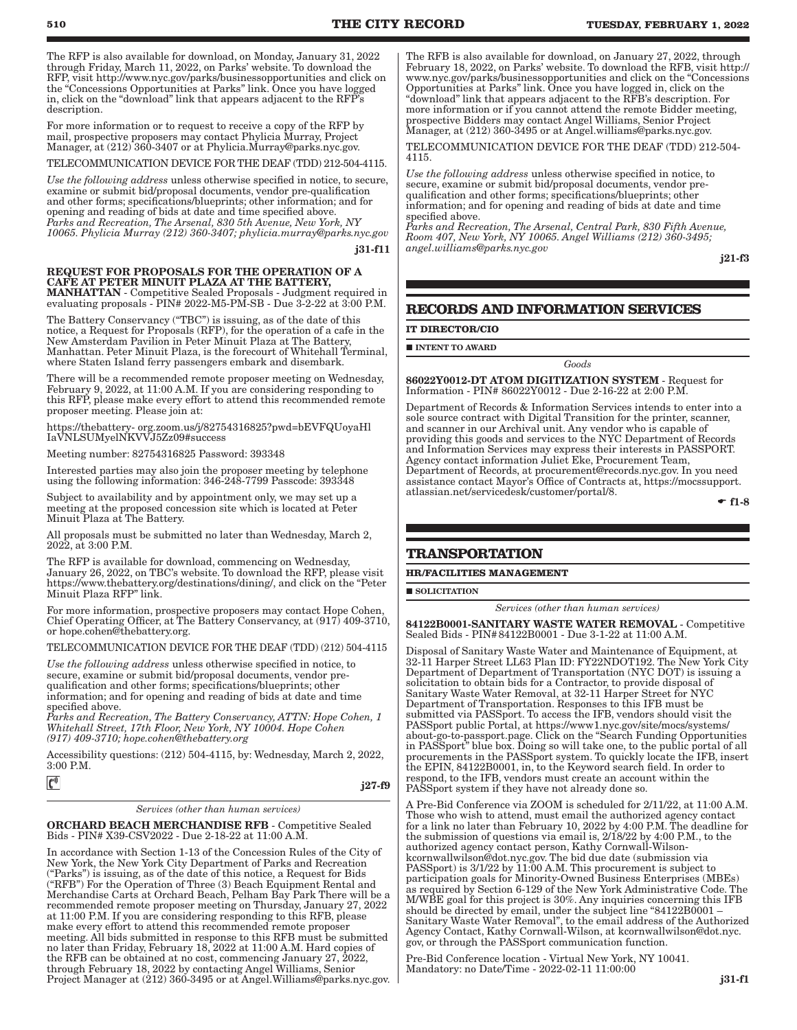The RFP is also available for download, on Monday, January 31, 2022 through Friday, March 11, 2022, on Parks' website. To download the RFP, visit http://www.nyc.gov/parks/businessopportunities and click on the "Concessions Opportunities at Parks" link. Once you have logged in, click on the "download" link that appears adjacent to the RFP's description.

For more information or to request to receive a copy of the RFP by mail, prospective proposers may contact Phylicia Murray, Project Manager, at (212) 360-3407 or at Phylicia.Murray@parks.nyc.gov.

TELECOMMUNICATION DEVICE FOR THE DEAF (TDD) 212-504-4115.

*Use the following address* unless otherwise specified in notice, to secure, examine or submit bid/proposal documents, vendor pre-qualification and other forms; specifications/blueprints; other information; and for opening and reading of bids at date and time specified above.
*Parks and Recreation, The Arsenal, 830 5th Avenue, New York, NY 10065. Phylicia Murray (212) 360-3407; phylicia.murray@parks.nyc.gov*

j31-f11

**REQUEST FOR PROPOSALS FOR THE OPERATION OF A CAFE AT PETER MINUIT PLAZA AT THE BATTERY, MANHATTAN** - Competitive Sealed Proposals - Judgment required in evaluating proposals - PIN# 2022-M5-PM-SB - Due 3-2-22 at 3:00 P.M.

The Battery Conservancy ("TBC") is issuing, as of the date of this notice, a Request for Proposals (RFP), for the operation of a cafe in the New Amsterdam Pavilion in Peter Minuit Plaza at The Battery, Manhattan. Peter Minuit Plaza, is the forecourt of Whitehall Terminal, where Staten Island ferry passengers embark and disembark.

There will be a recommended remote proposer meeting on Wednesday, February 9, 2022, at 11:00 A.M. If you are considering responding to this RFP, please make every effort to attend this recommended remote proposer meeting. Please join at:

https://thebattery- org.zoom.us/j/82754316825?pwd=bEVFQUoyaHlIaVNLSUMyelNKVVJ5Zz09#success

Meeting number: 82754316825 Password: 393348

Interested parties may also join the proposer meeting by telephone using the following information: 346-248-7799 Passcode: 393348

Subject to availability and by appointment only, we may set up a meeting at the proposed concession site which is located at Peter Minuit Plaza at The Battery.

All proposals must be submitted no later than Wednesday, March 2, 2022, at 3:00 P.M.

The RFP is available for download, commencing on Wednesday, January 26, 2022, on TBC's website. To download the RFP, please visit https://www.thebattery.org/destinations/dining/, and click on the "Peter Minuit Plaza RFP" link.

For more information, prospective proposers may contact Hope Cohen, Chief Operating Officer, at The Battery Conservancy, at (917) 409-3710, or hope.cohen@thebattery.org.

TELECOMMUNICATION DEVICE FOR THE DEAF (TDD) (212) 504-4115

*Use the following address* unless otherwise specified in notice, to secure, examine or submit bid/proposal documents, vendor pre-qualification and other forms; specifications/blueprints; other information; and for opening and reading of bids at date and time specified above.
*Parks and Recreation, The Battery Conservancy, ATTN: Hope Cohen, 1 Whitehall Street, 17th Floor, New York, NY 10004. Hope Cohen (917) 409-3710; hope.cohen@thebattery.org*

Accessibility questions: (212) 504-4115, by: Wednesday, March 2, 2022, 3:00 P.M.

j27-f9

*Services (other than human services)*

**ORCHARD BEACH MERCHANDISE RFB** - Competitive Sealed Bids - PIN# X39-CSV2022 - Due 2-18-22 at 11:00 A.M.

In accordance with Section 1-13 of the Concession Rules of the City of New York, the New York City Department of Parks and Recreation ("Parks") is issuing, as of the date of this notice, a Request for Bids ("RFB") For the Operation of Three (3) Beach Equipment Rental and Merchandise Carts at Orchard Beach, Pelham Bay Park There will be a recommended remote proposer meeting on Thursday, January 27, 2022 at 11:00 P.M. If you are considering responding to this RFB, please make every effort to attend this recommended remote proposer meeting. All bids submitted in response to this RFB must be submitted no later than Friday, February 18, 2022 at 11:00 A.M. Hard copies of the RFB can be obtained at no cost, commencing January 27, 2022, through February 18, 2022 by contacting Angel Williams, Senior Project Manager at (212) 360-3495 or at Angel.Williams@parks.nyc.gov.

The RFB is also available for download, on January 27, 2022, through February 18, 2022, on Parks' website. To download the RFB, visit http://www.nyc.gov/parks/businessopportunities and click on the "Concessions Opportunities at Parks" link. Once you have logged in, click on the "download" link that appears adjacent to the RFB's description. For more information or if you cannot attend the remote Bidder meeting, prospective Bidders may contact Angel Williams, Senior Project Manager, at (212) 360-3495 or at Angel.williams@parks.nyc.gov.

TELECOMMUNICATION DEVICE FOR THE DEAF (TDD) 212-504-4115.

*Use the following address* unless otherwise specified in notice, to secure, examine or submit bid/proposal documents, vendor pre-qualification and other forms; specifications/blueprints; other information; and for opening and reading of bids at date and time specified above.
*Parks and Recreation, The Arsenal, Central Park, 830 Fifth Avenue, Room 407, New York, NY 10065. Angel Williams (212) 360-3495; angel.williams@parks.nyc.gov*

j21-f3

## RECORDS AND INFORMATION SERVICES

**IT DIRECTOR/CIO**

■ **INTENT TO AWARD**

*Goods*

**86022Y0012-DT ATOM DIGITIZATION SYSTEM** - Request for Information - PIN# 86022Y0012 - Due 2-16-22 at 2:00 P.M.

Department of Records & Information Services intends to enter into a sole source contract with Digital Transition for the printer, scanner, and scanner in our Archival unit. Any vendor who is capable of providing this goods and services to the NYC Department of Records and Information Services may express their interests in PASSPORT. Agency contact information Juliet Eke, Procurement Team, Department of Records, at procurement@records.nyc.gov. In you need assistance contact Mayor's Office of Contracts at, https://mocssupport.atlassian.net/servicedesk/customer/portal/8.

f1-8

## TRANSPORTATION

**HR/FACILITIES MANAGEMENT**

■ **SOLICITATION**

*Services (other than human services)*

**84122B0001-SANITARY WASTE WATER REMOVAL** - Competitive Sealed Bids - PIN#84122B0001 - Due 3-1-22 at 11:00 A.M.

Disposal of Sanitary Waste Water and Maintenance of Equipment, at 32-11 Harper Street LL63 Plan ID: FY22NDOT192. The New York City Department of Department of Transportation (NYC DOT) is issuing a solicitation to obtain bids for a Contractor, to provide disposal of Sanitary Waste Water Removal, at 32-11 Harper Street for NYC Department of Transportation. Responses to this IFB must be submitted via PASSport. To access the IFB, vendors should visit the PASSport public Portal, at https://www1.nyc.gov/site/mocs/systems/about-go-to-passport.page. Click on the "Search Funding Opportunities in PASSport" blue box. Doing so will take one, to the public portal of all procurements in the PASSport system. To quickly locate the IFB, insert the EPIN, 84122B0001, in, to the Keyword search field. In order to respond, to the IFB, vendors must create an account within the PASSport system if they have not already done so.

A Pre-Bid Conference via ZOOM is scheduled for 2/11/22, at 11:00 A.M. Those who wish to attend, must email the authorized agency contact for a link no later than February 10, 2022 by 4:00 P.M. The deadline for the submission of questions via email is, 2/18/22 by 4:00 P.M., to the authorized agency contact person, Kathy Cornwall-Wilson-kcornwallwilson@dot.nyc.gov. The bid due date (submission via PASSport) is 3/1/22 by 11:00 A.M. This procurement is subject to participation goals for Minority-Owned Business Enterprises (MBEs) as required by Section 6-129 of the New York Administrative Code. The M/WBE goal for this project is 30%. Any inquiries concerning this IFB should be directed by email, under the subject line "84122B0001 – Sanitary Waste Water Removal", to the email address of the Authorized Agency Contact, Kathy Cornwall-Wilson, at kcornwallwilson@dot.nyc.gov, or through the PASSport communication function.

Pre-Bid Conference location - Virtual New York, NY 10041. Mandatory: no Date/Time - 2022-02-11 11:00:00

j31-f1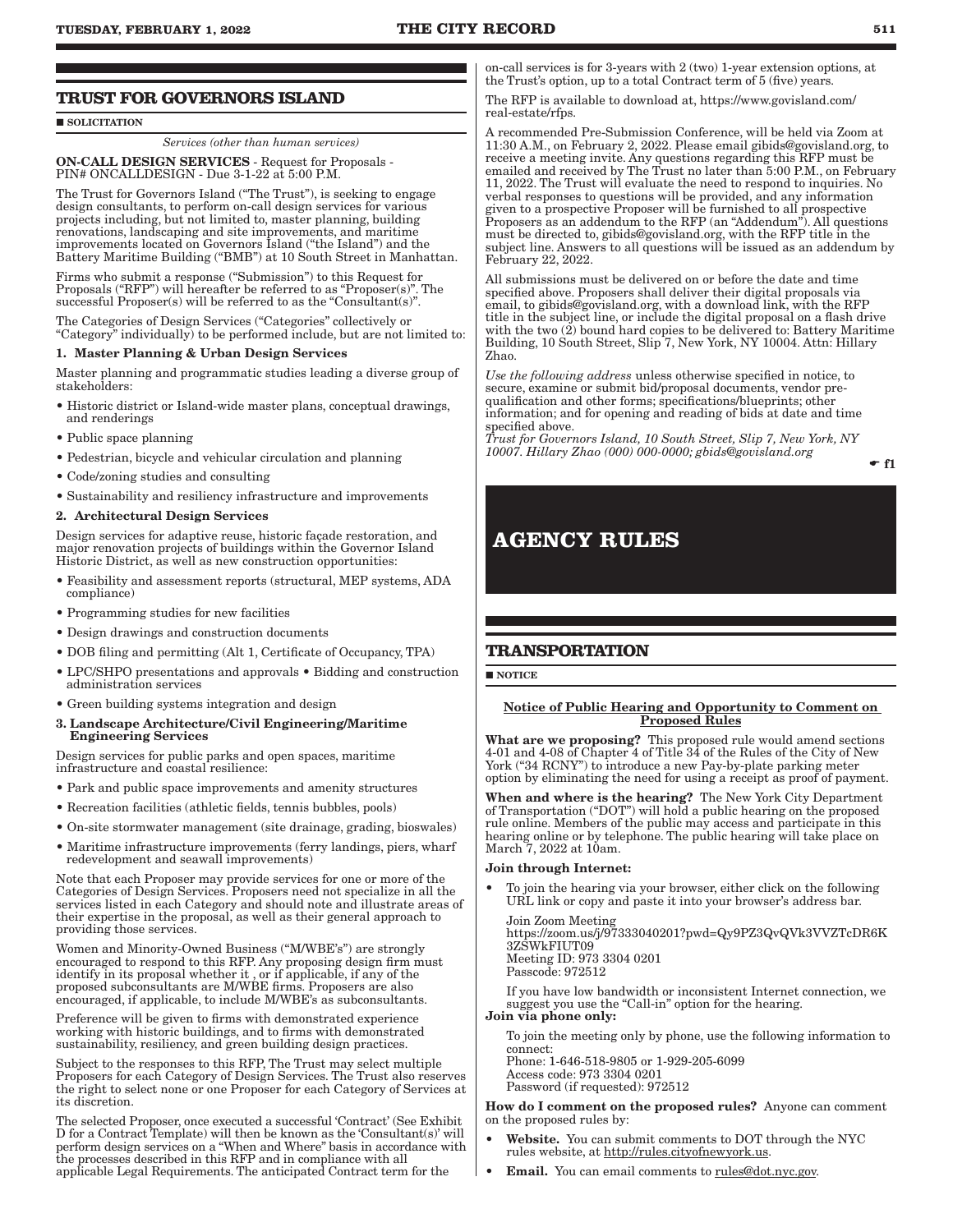## TRUST FOR GOVERNORS ISLAND

■ SOLICITATION

*Services (other than human services)*

**ON-CALL DESIGN SERVICES** - Request for Proposals - PIN# ONCALLDESIGN - Due 3-1-22 at 5:00 P.M.

The Trust for Governors Island ("The Trust"), is seeking to engage design consultants, to perform on-call design services for various projects including, but not limited to, master planning, building renovations, landscaping and site improvements, and maritime improvements located on Governors Island ("the Island") and the Battery Maritime Building ("BMB") at 10 South Street in Manhattan.

Firms who submit a response ("Submission") to this Request for Proposals ("RFP") will hereafter be referred to as "Proposer(s)". The successful Proposer(s) will be referred to as the "Consultant(s)".

The Categories of Design Services ("Categories" collectively or "Category" individually) to be performed include, but are not limited to:

**1. Master Planning & Urban Design Services**

Master planning and programmatic studies leading a diverse group of stakeholders:

- Historic district or Island-wide master plans, conceptual drawings, and renderings
- Public space planning
- Pedestrian, bicycle and vehicular circulation and planning
- Code/zoning studies and consulting
- Sustainability and resiliency infrastructure and improvements

**2. Architectural Design Services**

Design services for adaptive reuse, historic façade restoration, and major renovation projects of buildings within the Governor Island Historic District, as well as new construction opportunities:

- Feasibility and assessment reports (structural, MEP systems, ADA compliance)
- Programming studies for new facilities
- Design drawings and construction documents
- DOB filing and permitting (Alt 1, Certificate of Occupancy, TPA)
- LPC/SHPO presentations and approvals • Bidding and construction administration services
- Green building systems integration and design

**3. Landscape Architecture/Civil Engineering/Maritime Engineering Services**

Design services for public parks and open spaces, maritime infrastructure and coastal resilience:

- Park and public space improvements and amenity structures
- Recreation facilities (athletic fields, tennis bubbles, pools)
- On-site stormwater management (site drainage, grading, bioswales)
- Maritime infrastructure improvements (ferry landings, piers, wharf redevelopment and seawall improvements)

Note that each Proposer may provide services for one or more of the Categories of Design Services. Proposers need not specialize in all the services listed in each Category and should note and illustrate areas of their expertise in the proposal, as well as their general approach to providing those services.

Women and Minority-Owned Business ("M/WBE's") are strongly encouraged to respond to this RFP. Any proposing design firm must identify in its proposal whether it , or if applicable, if any of the proposed subconsultants are M/WBE firms. Proposers are also encouraged, if applicable, to include M/WBE's as subconsultants.

Preference will be given to firms with demonstrated experience working with historic buildings, and to firms with demonstrated sustainability, resiliency, and green building design practices.

Subject to the responses to this RFP, The Trust may select multiple Proposers for each Category of Design Services. The Trust also reserves the right to select none or one Proposer for each Category of Services at its discretion.

The selected Proposer, once executed a successful 'Contract' (See Exhibit D for a Contract Template) will then be known as the 'Consultant(s)' will perform design services on a "When and Where" basis in accordance with the processes described in this RFP and in compliance with all applicable Legal Requirements. The anticipated Contract term for the on-call services is for 3-years with 2 (two) 1-year extension options, at the Trust's option, up to a total Contract term of 5 (five) years.

The RFP is available to download at, https://www.govisland.com/real-estate/rfps.

A recommended Pre-Submission Conference, will be held via Zoom at 11:30 A.M., on February 2, 2022. Please email gibids@govisland.org, to receive a meeting invite. Any questions regarding this RFP must be emailed and received by The Trust no later than 5:00 P.M., on February 11, 2022. The Trust will evaluate the need to respond to inquiries. No verbal responses to questions will be provided, and any information given to a prospective Proposer will be furnished to all prospective Proposers as an addendum to the RFP (an "Addendum"). All questions must be directed to, gibids@govisland.org, with the RFP title in the subject line. Answers to all questions will be issued as an addendum by February 22, 2022.

All submissions must be delivered on or before the date and time specified above. Proposers shall deliver their digital proposals via email, to gibids@govisland.org, with a download link, with the RFP title in the subject line, or include the digital proposal on a flash drive with the two (2) bound hard copies to be delivered to: Battery Maritime Building, 10 South Street, Slip 7, New York, NY 10004. Attn: Hillary Zhao.

*Use the following address* unless otherwise specified in notice, to secure, examine or submit bid/proposal documents, vendor pre-qualification and other forms; specifications/blueprints; other information; and for opening and reading of bids at date and time specified above.

*Trust for Governors Island, 10 South Street, Slip 7, New York, NY 10007. Hillary Zhao (000) 000-0000; gbids@govisland.org*

☛ f1

# AGENCY RULES

## TRANSPORTATION

■ NOTICE

**Notice of Public Hearing and Opportunity to Comment on Proposed Rules**

**What are we proposing?** This proposed rule would amend sections 4-01 and 4-08 of Chapter 4 of Title 34 of the Rules of the City of New York ("34 RCNY") to introduce a new Pay-by-plate parking meter option by eliminating the need for using a receipt as proof of payment.

**When and where is the hearing?** The New York City Department of Transportation ("DOT") will hold a public hearing on the proposed rule online. Members of the public may access and participate in this hearing online or by telephone. The public hearing will take place on March 7, 2022 at 10am.

**Join through Internet:**

- To join the hearing via your browser, either click on the following URL link or copy and paste it into your browser's address bar.

  Join Zoom Meeting
  https://zoom.us/j/97333040201?pwd=Qy9PZ3QvQVk3VVZTcDR6K3ZSWkFIUT09
  Meeting ID: 973 3304 0201
  Passcode: 972512

  If you have low bandwidth or inconsistent Internet connection, we suggest you use the "Call-in" option for the hearing.

**Join via phone only:**

To join the meeting only by phone, use the following information to connect:
Phone: 1-646-518-9805 or 1-929-205-6099
Access code: 973 3304 0201
Password (if requested): 972512

**How do I comment on the proposed rules?** Anyone can comment on the proposed rules by:

- **Website.** You can submit comments to DOT through the NYC rules website, at http://rules.cityofnewyork.us.
- **Email.** You can email comments to rules@dot.nyc.gov.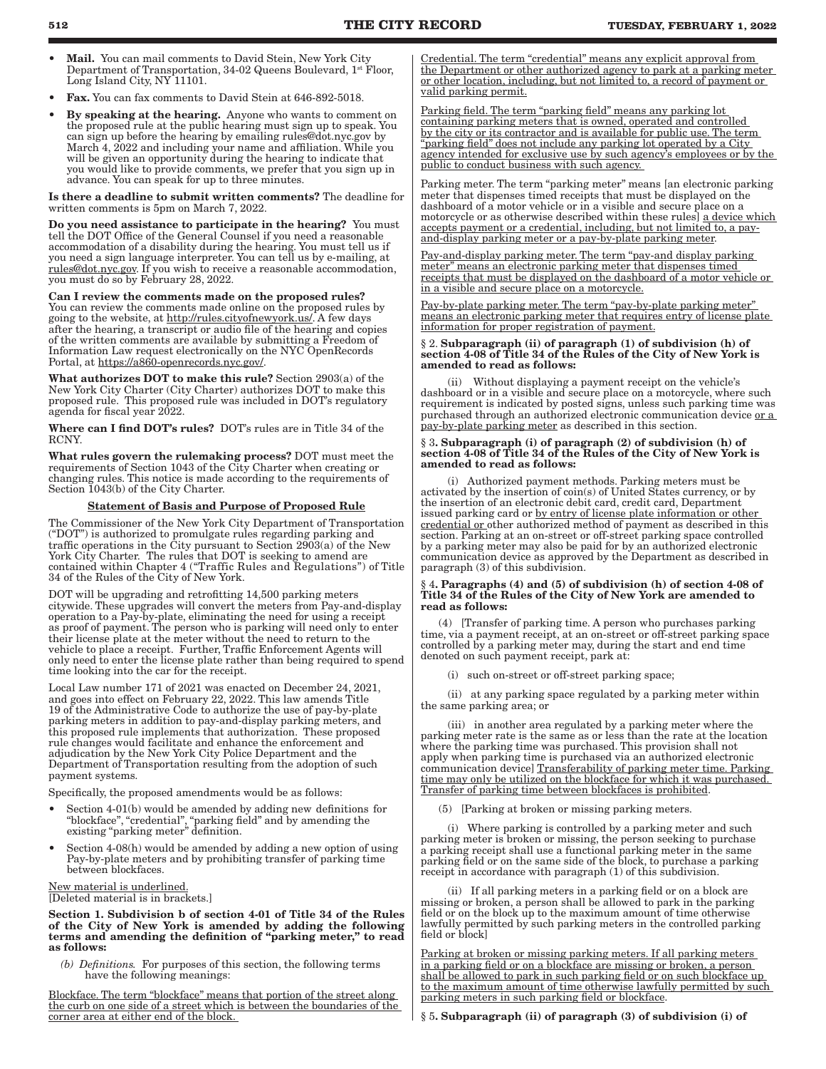- **Mail.** You can mail comments to David Stein, New York City Department of Transportation, 34-02 Queens Boulevard, 1st Floor, Long Island City, NY 11101.
- **Fax.** You can fax comments to David Stein at 646-892-5018.
- **By speaking at the hearing.** Anyone who wants to comment on the proposed rule at the public hearing must sign up to speak. You can sign up before the hearing by emailing rules@dot.nyc.gov by March 4, 2022 and including your name and affiliation. While you will be given an opportunity during the hearing to indicate that you would like to provide comments, we prefer that you sign up in advance. You can speak for up to three minutes.

**Is there a deadline to submit written comments?** The deadline for written comments is 5pm on March 7, 2022.

**Do you need assistance to participate in the hearing?** You must tell the DOT Office of the General Counsel if you need a reasonable accommodation of a disability during the hearing. You must tell us if you need a sign language interpreter. You can tell us by e-mailing, at rules@dot.nyc.gov. If you wish to receive a reasonable accommodation, you must do so by February 28, 2022.

**Can I review the comments made on the proposed rules?** You can review the comments made online on the proposed rules by going to the website, at http://rules.cityofnewyork.us/. A few days after the hearing, a transcript or audio file of the hearing and copies of the written comments are available by submitting a Freedom of Information Law request electronically on the NYC OpenRecords Portal, at https://a860-openrecords.nyc.gov/.

**What authorizes DOT to make this rule?** Section 2903(a) of the New York City Charter (City Charter) authorizes DOT to make this proposed rule. This proposed rule was included in DOT's regulatory agenda for fiscal year 2022.

**Where can I find DOT's rules?** DOT's rules are in Title 34 of the RCNY.

**What rules govern the rulemaking process?** DOT must meet the requirements of Section 1043 of the City Charter when creating or changing rules. This notice is made according to the requirements of Section 1043(b) of the City Charter.

**Statement of Basis and Purpose of Proposed Rule**

The Commissioner of the New York City Department of Transportation ("DOT") is authorized to promulgate rules regarding parking and traffic operations in the City pursuant to Section 2903(a) of the New York City Charter. The rules that DOT is seeking to amend are contained within Chapter 4 ("Traffic Rules and Regulations") of Title 34 of the Rules of the City of New York.

DOT will be upgrading and retrofitting 14,500 parking meters citywide. These upgrades will convert the meters from Pay-and-display operation to a Pay-by-plate, eliminating the need for using a receipt as proof of payment. The person who is parking will need only to enter their license plate at the meter without the need to return to the vehicle to place a receipt. Further, Traffic Enforcement Agents will only need to enter the license plate rather than being required to spend time looking into the car for the receipt.

Local Law number 171 of 2021 was enacted on December 24, 2021, and goes into effect on February 22, 2022. This law amends Title 19 of the Administrative Code to authorize the use of pay-by-plate parking meters in addition to pay-and-display parking meters, and this proposed rule implements that authorization. These proposed rule changes would facilitate and enhance the enforcement and adjudication by the New York City Police Department and the Department of Transportation resulting from the adoption of such payment systems.

Specifically, the proposed amendments would be as follows:

- Section 4-01(b) would be amended by adding new definitions for "blockface", "credential", "parking field" and by amending the existing "parking meter" definition.
- Section 4-08(h) would be amended by adding a new option of using Pay-by-plate meters and by prohibiting transfer of parking time between blockfaces.

New material is underlined.
[Deleted material is in brackets.]

**Section 1. Subdivision b of section 4-01 of Title 34 of the Rules of the City of New York is amended by adding the following terms and amending the definition of "parking meter," to read as follows:**

*(b) Definitions.* For purposes of this section, the following terms have the following meanings:

Blockface. The term "blockface" means that portion of the street along the curb on one side of a street which is between the boundaries of the corner area at either end of the block.

Credential. The term "credential" means any explicit approval from the Department or other authorized agency to park at a parking meter or other location, including, but not limited to, a record of payment or valid parking permit.

Parking field. The term "parking field" means any parking lot containing parking meters that is owned, operated and controlled by the city or its contractor and is available for public use. The term "parking field" does not include any parking lot operated by a City agency intended for exclusive use by such agency's employees or by the public to conduct business with such agency.

Parking meter. The term "parking meter" means [an electronic parking meter that dispenses timed receipts that must be displayed on the dashboard of a motor vehicle or in a visible and secure place on a motorcycle or as otherwise described within these rules] a device which accepts payment or a credential, including, but not limited to, a pay-and-display parking meter or a pay-by-plate parking meter.

Pay-and-display parking meter. The term "pay-and display parking meter" means an electronic parking meter that dispenses timed receipts that must be displayed on the dashboard of a motor vehicle or in a visible and secure place on a motorcycle.

Pay-by-plate parking meter. The term "pay-by-plate parking meter" means an electronic parking meter that requires entry of license plate information for proper registration of payment.

**§ 2. Subparagraph (ii) of paragraph (1) of subdivision (h) of section 4-08 of Title 34 of the Rules of the City of New York is amended to read as follows:**

(ii) Without displaying a payment receipt on the vehicle's dashboard or in a visible and secure place on a motorcycle, where such requirement is indicated by posted signs, unless such parking time was purchased through an authorized electronic communication device or a pay-by-plate parking meter as described in this section.

**§ 3. Subparagraph (i) of paragraph (2) of subdivision (h) of section 4-08 of Title 34 of the Rules of the City of New York is amended to read as follows:**

(i) Authorized payment methods. Parking meters must be activated by the insertion of coin(s) of United States currency, or by the insertion of an electronic debit card, credit card, Department issued parking card or by entry of license plate information or other credential or other authorized method of payment as described in this section. Parking at an on-street or off-street parking space controlled by a parking meter may also be paid for by an authorized electronic communication device as approved by the Department as described in paragraph (3) of this subdivision.

**§ 4. Paragraphs (4) and (5) of subdivision (h) of section 4-08 of Title 34 of the Rules of the City of New York are amended to read as follows:**

(4) [Transfer of parking time. A person who purchases parking time, via a payment receipt, at an on-street or off-street parking space controlled by a parking meter may, during the start and end time denoted on such payment receipt, park at:

(i) such on-street or off-street parking space;

(ii) at any parking space regulated by a parking meter within the same parking area; or

(iii) in another area regulated by a parking meter where the parking meter rate is the same as or less than the rate at the location where the parking time was purchased. This provision shall not apply when parking time is purchased via an authorized electronic communication device] Transferability of parking meter time. Parking time may only be utilized on the blockface for which it was purchased. Transfer of parking time between blockfaces is prohibited.

(5) [Parking at broken or missing parking meters.

(i) Where parking is controlled by a parking meter and such parking meter is broken or missing, the person seeking to purchase a parking receipt shall use a functional parking meter in the same parking field or on the same side of the block, to purchase a parking receipt in accordance with paragraph (1) of this subdivision.

(ii) If all parking meters in a parking field or on a block are missing or broken, a person shall be allowed to park in the parking field or on the block up to the maximum amount of time otherwise lawfully permitted by such parking meters in the controlled parking field or block]

Parking at broken or missing parking meters. If all parking meters in a parking field or on a blockface are missing or broken, a person shall be allowed to park in such parking field or on such blockface up to the maximum amount of time otherwise lawfully permitted by such parking meters in such parking field or blockface.

**§ 5. Subparagraph (ii) of paragraph (3) of subdivision (i) of**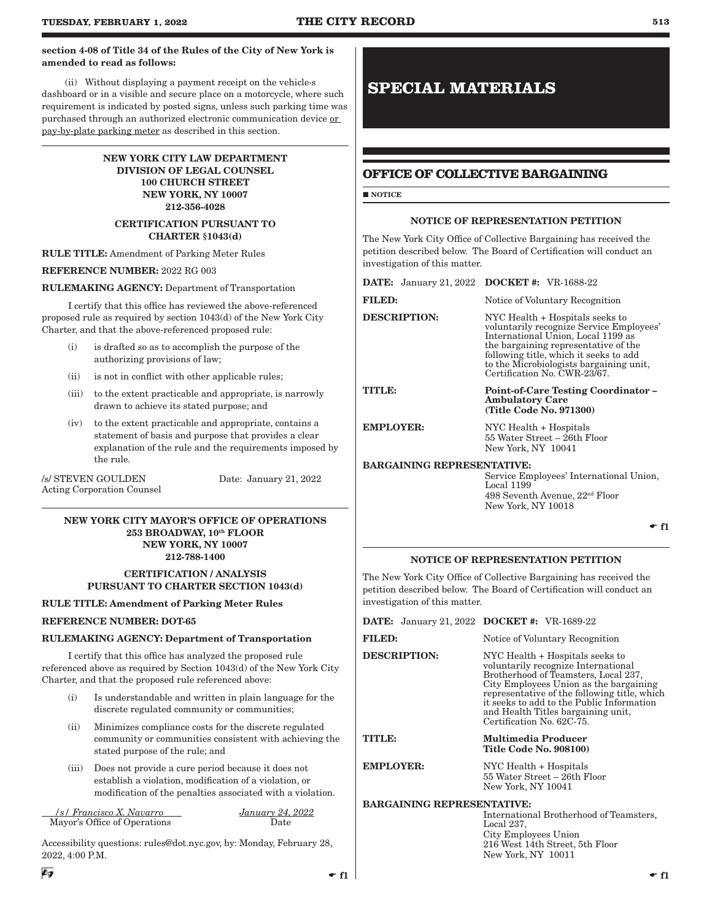**section 4-08 of Title 34 of the Rules of the City of New York is amended to read as follows:**

(ii) Without displaying a payment receipt on the vehicle›s dashboard or in a visible and secure place on a motorcycle, where such requirement is indicated by posted signs, unless such parking time was purchased through an authorized electronic communication device <u>or pay-by-plate parking meter</u> as described in this section.

---

**NEW YORK CITY LAW DEPARTMENT**
**DIVISION OF LEGAL COUNSEL**
**100 CHURCH STREET**
**NEW YORK, NY 10007**
**212-356-4028**

**CERTIFICATION PURSUANT TO CHARTER §1043(d)**

**RULE TITLE:** Amendment of Parking Meter Rules

**REFERENCE NUMBER:** 2022 RG 003

**RULEMAKING AGENCY:** Department of Transportation

I certify that this office has reviewed the above-referenced proposed rule as required by section 1043(d) of the New York City Charter, and that the above-referenced proposed rule:

(i) is drafted so as to accomplish the purpose of the authorizing provisions of law;

(ii) is not in conflict with other applicable rules;

(iii) to the extent practicable and appropriate, is narrowly drawn to achieve its stated purpose; and

(iv) to the extent practicable and appropriate, contains a statement of basis and purpose that provides a clear explanation of the rule and the requirements imposed by the rule.

/s/ STEVEN GOULDEN Date: January 21, 2022
Acting Corporation Counsel

---

**NEW YORK CITY MAYOR'S OFFICE OF OPERATIONS**
**253 BROADWAY, 10th FLOOR**
**NEW YORK, NY 10007**
**212-788-1400**

**CERTIFICATION / ANALYSIS PURSUANT TO CHARTER SECTION 1043(d)**

**RULE TITLE: Amendment of Parking Meter Rules**

**REFERENCE NUMBER: DOT-65**

**RULEMAKING AGENCY: Department of Transportation**

I certify that this office has analyzed the proposed rule referenced above as required by Section 1043(d) of the New York City Charter, and that the proposed rule referenced above:

(i) Is understandable and written in plain language for the discrete regulated community or communities;

(ii) Minimizes compliance costs for the discrete regulated community or communities consistent with achieving the stated purpose of the rule; and

(iii) Does not provide a cure period because it does not establish a violation, modification of a violation, or modification of the penalties associated with a violation.

*/s/ Francisco X. Navarro* *January 24, 2022*
Mayor's Office of Operations Date

Accessibility questions: rules@dot.nyc.gov, by: Monday, February 28, 2022, 4:00 P.M.

☛ f1

# SPECIAL MATERIALS

## OFFICE OF COLLECTIVE BARGAINING

■ **NOTICE**

**NOTICE OF REPRESENTATION PETITION**

The New York City Office of Collective Bargaining has received the petition described below. The Board of Certification will conduct an investigation of this matter.

**DATE:** January 21, 2022 **DOCKET #:** VR-1688-22

**FILED:** Notice of Voluntary Recognition

**DESCRIPTION:** NYC Health + Hospitals seeks to voluntarily recognize Service Employees' International Union, Local 1199 as the bargaining representative of the following title, which it seeks to add to the Microbiologists bargaining unit, Certification No. CWR-23/67.

**TITLE:** **Point-of-Care Testing Coordinator – Ambulatory Care (Title Code No. 971300)**

**EMPLOYER:** NYC Health + Hospitals
55 Water Street – 26th Floor
New York, NY 10041

**BARGAINING REPRESENTATIVE:**
Service Employees' International Union, Local 1199
498 Seventh Avenue, 22nd Floor
New York, NY 10018

☛ f1

**NOTICE OF REPRESENTATION PETITION**

The New York City Office of Collective Bargaining has received the petition described below. The Board of Certification will conduct an investigation of this matter.

**DATE:** January 21, 2022 **DOCKET #:** VR-1689-22

**FILED:** Notice of Voluntary Recognition

**DESCRIPTION:** NYC Health + Hospitals seeks to voluntarily recognize International Brotherhood of Teamsters, Local 237, City Employees Union as the bargaining representative of the following title, which it seeks to add to the Public Information and Health Titles bargaining unit, Certification No. 62C-75.

**TITLE:** **Multimedia Producer Title Code No. 908100)**

**EMPLOYER:** NYC Health + Hospitals
55 Water Street – 26th Floor
New York, NY 10041

**BARGAINING REPRESENTATIVE:**
International Brotherhood of Teamsters, Local 237,
City Employees Union
216 West 14th Street, 5th Floor
New York, NY 10011

☛ f1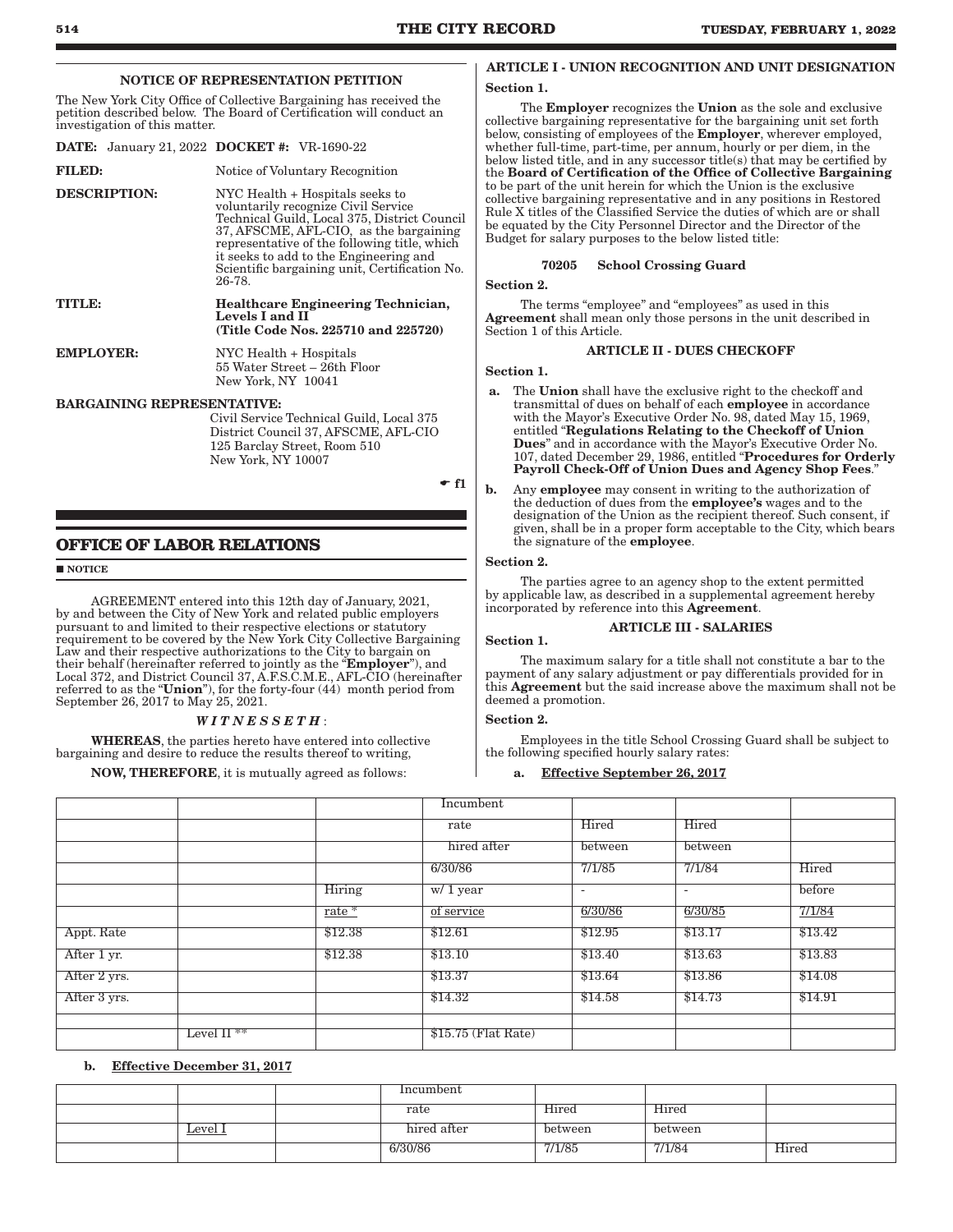### NOTICE OF REPRESENTATION PETITION

The New York City Office of Collective Bargaining has received the petition described below. The Board of Certification will conduct an investigation of this matter.

**DATE:** January 21, 2022 **DOCKET #:** VR-1690-22

**FILED:** Notice of Voluntary Recognition

**DESCRIPTION:** NYC Health + Hospitals seeks to voluntarily recognize Civil Service Technical Guild, Local 375, District Council 37, AFSCME, AFL-CIO, as the bargaining representative of the following title, which it seeks to add to the Engineering and Scientific bargaining unit, Certification No. 26-78.

**TITLE:** **Healthcare Engineering Technician, Levels I and II (Title Code Nos. 225710 and 225720)**

**EMPLOYER:** NYC Health + Hospitals
55 Water Street – 26th Floor
New York, NY 10041

**BARGAINING REPRESENTATIVE:**
Civil Service Technical Guild, Local 375
District Council 37, AFSCME, AFL-CIO
125 Barclay Street, Room 510
New York, NY 10007

☛ f1

## OFFICE OF LABOR RELATIONS

■ NOTICE

AGREEMENT entered into this 12th day of January, 2021, by and between the City of New York and related public employers pursuant to and limited to their respective elections or statutory requirement to be covered by the New York City Collective Bargaining Law and their respective authorizations to the City to bargain on their behalf (hereinafter referred to jointly as the "**Employer**"), and Local 372, and District Council 37, A.F.S.C.M.E., AFL-CIO (hereinafter referred to as the "**Union**"), for the forty-four (44) month period from September 26, 2017 to May 25, 2021.

***W I T N E S S E T H***:

**WHEREAS**, the parties hereto have entered into collective bargaining and desire to reduce the results thereof to writing,

**NOW, THEREFORE**, it is mutually agreed as follows:

### ARTICLE I - UNION RECOGNITION AND UNIT DESIGNATION

**Section 1.**

The **Employer** recognizes the **Union** as the sole and exclusive collective bargaining representative for the bargaining unit set forth below, consisting of employees of the **Employer**, wherever employed, whether full-time, part-time, per annum, hourly or per diem, in the below listed title, and in any successor title(s) that may be certified by the **Board of Certification of the Office of Collective Bargaining** to be part of the unit herein for which the Union is the exclusive collective bargaining representative and in any positions in Restored Rule X titles of the Classified Service the duties of which are or shall be equated by the City Personnel Director and the Director of the Budget for salary purposes to the below listed title:

**70205 School Crossing Guard**

**Section 2.**

The terms "employee" and "employees" as used in this **Agreement** shall mean only those persons in the unit described in Section 1 of this Article.

### ARTICLE II - DUES CHECKOFF

**Section 1.**

**a.** The **Union** shall have the exclusive right to the checkoff and transmittal of dues on behalf of each **employee** in accordance with the Mayor's Executive Order No. 98, dated May 15, 1969, entitled "**Regulations Relating to the Checkoff of Union Dues**" and in accordance with the Mayor's Executive Order No. 107, dated December 29, 1986, entitled "**Procedures for Orderly Payroll Check-Off of Union Dues and Agency Shop Fees**."

**b.** Any **employee** may consent in writing to the authorization of the deduction of dues from the **employee's** wages and to the designation of the Union as the recipient thereof. Such consent, if given, shall be in a proper form acceptable to the City, which bears the signature of the **employee**.

**Section 2.**

The parties agree to an agency shop to the extent permitted by applicable law, as described in a supplemental agreement hereby incorporated by reference into this **Agreement**.

### ARTICLE III - SALARIES

**Section 1.**

The maximum salary for a title shall not constitute a bar to the payment of any salary adjustment or pay differentials provided for in this **Agreement** but the said increase above the maximum shall not be deemed a promotion.

**Section 2.**

Employees in the title School Crossing Guard shall be subject to the following specified hourly salary rates:

**a. Effective September 26, 2017**

| | | Hiring rate * | Incumbent rate hired after 6/30/86 w/ 1 year of service | Hired between 7/1/85 - 6/30/86 | Hired between 7/1/84 - 6/30/85 | Hired before 7/1/84 |
|---|---|---|---|---|---|---|
| Appt. Rate | | $12.38 | $12.61 | $12.95 | $13.17 | $13.42 |
| After 1 yr. | | $12.38 | $13.10 | $13.40 | $13.63 | $13.83 |
| After 2 yrs. | | | $13.37 | $13.64 | $13.86 | $14.08 |
| After 3 yrs. | | | $14.32 | $14.58 | $14.73 | $14.91 |
| | | | | | | |
| | Level II ** | | $15.75 (Flat Rate) | | | |

**b. Effective December 31, 2017**

| | | | Incumbent | | | |
|---|---|---|---|---|---|---|
| | | | rate | Hired | Hired | |
| | Level I | | hired after | between | between | |
| | | | 6/30/86 | 7/1/85 | 7/1/84 | Hired |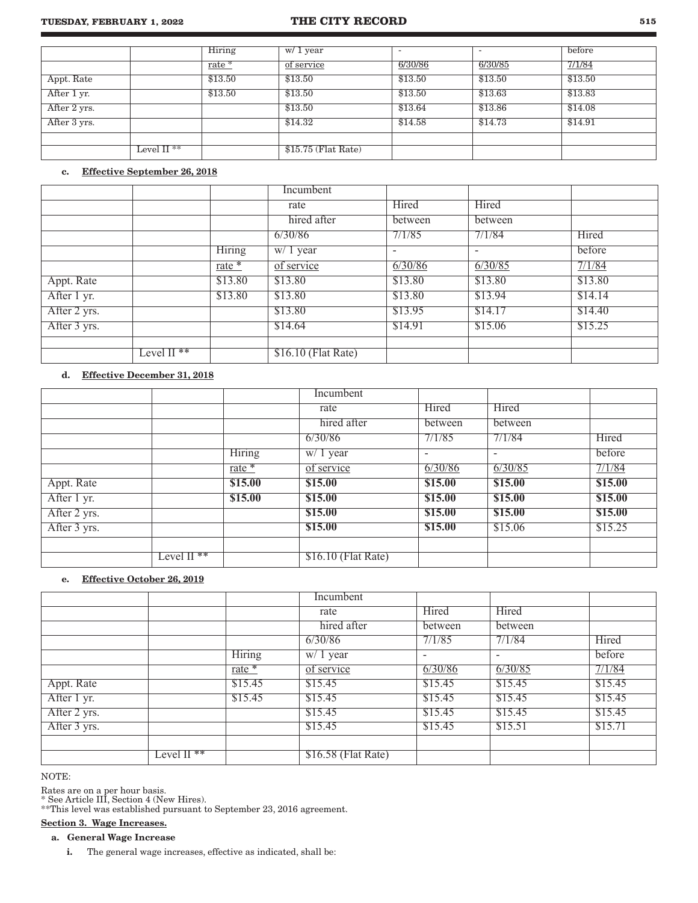| | | Hiring rate * | w/ 1 year of service | - 6/30/86 | - 6/30/85 | before 7/1/84 |
|---|---|---|---|---|---|---|
| Appt. Rate | | $13.50 | $13.50 | $13.50 | $13.50 | $13.50 |
| After 1 yr. | | $13.50 | $13.50 | $13.50 | $13.63 | $13.83 |
| After 2 yrs. | | | $13.50 | $13.64 | $13.86 | $14.08 |
| After 3 yrs. | | | $14.32 | $14.58 | $14.73 | $14.91 |
| | | | | | | |
| | Level II ** | | $15.75 (Flat Rate) | | | |

**c. Effective September 26, 2018**

| | | Hiring rate * | Incumbent rate hired after 6/30/86 w/ 1 year of service | Hired between 7/1/85 - 6/30/86 | Hired between 7/1/84 - 6/30/85 | Hired before 7/1/84 |
|---|---|---|---|---|---|---|
| Appt. Rate | | $13.80 | $13.80 | $13.80 | $13.80 | $13.80 |
| After 1 yr. | | $13.80 | $13.80 | $13.80 | $13.94 | $14.14 |
| After 2 yrs. | | | $13.80 | $13.95 | $14.17 | $14.40 |
| After 3 yrs. | | | $14.64 | $14.91 | $15.06 | $15.25 |
| | | | | | | |
| | Level II ** | | $16.10 (Flat Rate) | | | |

**d. Effective December 31, 2018**

| | | Hiring rate * | Incumbent rate hired after 6/30/86 w/ 1 year of service | Hired between 7/1/85 - 6/30/86 | Hired between 7/1/84 - 6/30/85 | Hired before 7/1/84 |
|---|---|---|---|---|---|---|
| Appt. Rate | | **$15.00** | **$15.00** | **$15.00** | **$15.00** | **$15.00** |
| After 1 yr. | | **$15.00** | **$15.00** | **$15.00** | **$15.00** | **$15.00** |
| After 2 yrs. | | | **$15.00** | **$15.00** | **$15.00** | **$15.00** |
| After 3 yrs. | | | **$15.00** | **$15.00** | $15.06 | $15.25 |
| | | | | | | |
| | Level II ** | | $16.10 (Flat Rate) | | | |

**e. Effective October 26, 2019**

| | | Hiring rate * | Incumbent rate hired after 6/30/86 w/ 1 year of service | Hired between 7/1/85 - 6/30/86 | Hired between 7/1/84 - 6/30/85 | Hired before 7/1/84 |
|---|---|---|---|---|---|---|
| Appt. Rate | | $15.45 | $15.45 | $15.45 | $15.45 | $15.45 |
| After 1 yr. | | $15.45 | $15.45 | $15.45 | $15.45 | $15.45 |
| After 2 yrs. | | | $15.45 | $15.45 | $15.45 | $15.45 |
| After 3 yrs. | | | $15.45 | $15.45 | $15.51 | $15.71 |
| | | | | | | |
| | Level II ** | | $16.58 (Flat Rate) | | | |

NOTE:

Rates are on a per hour basis.
* See Article III, Section 4 (New Hires).
**This level was established pursuant to September 23, 2016 agreement.

**Section 3. Wage Increases.**

**a. General Wage Increase**

**i.** The general wage increases, effective as indicated, shall be: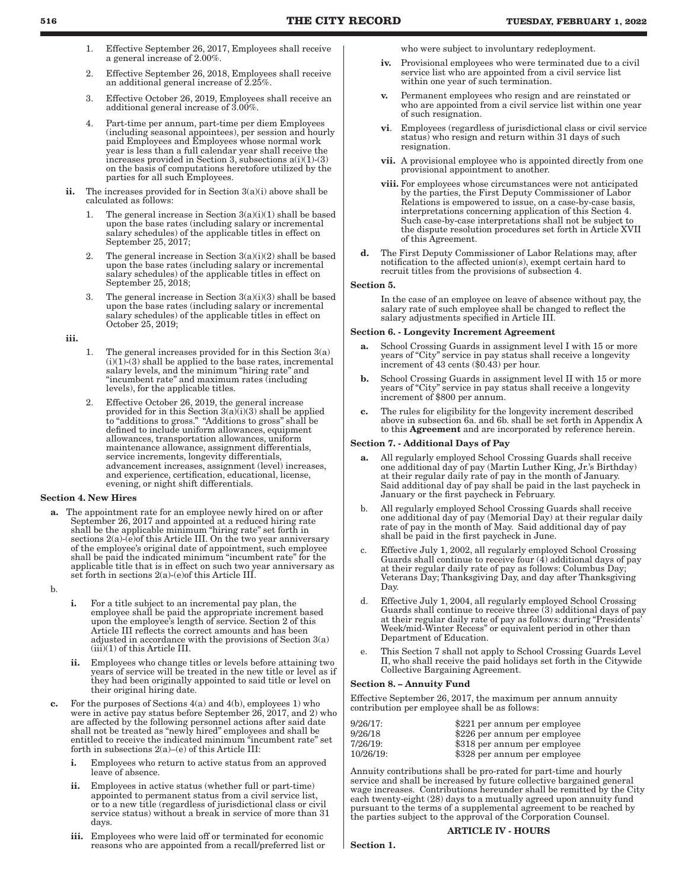1. Effective September 26, 2017, Employees shall receive a general increase of 2.00%.

2. Effective September 26, 2018, Employees shall receive an additional general increase of 2.25%.

3. Effective October 26, 2019, Employees shall receive an additional general increase of 3.00%.

4. Part-time per annum, part-time per diem Employees (including seasonal appointees), per session and hourly paid Employees and Employees whose normal work year is less than a full calendar year shall receive the increases provided in Section 3, subsections a(i)(1)-(3) on the basis of computations heretofore utilized by the parties for all such Employees.

**ii.** The increases provided for in Section 3(a)(i) above shall be calculated as follows:

1. The general increase in Section 3(a)(i)(1) shall be based upon the base rates (including salary or incremental salary schedules) of the applicable titles in effect on September 25, 2017;

2. The general increase in Section 3(a)(i)(2) shall be based upon the base rates (including salary or incremental salary schedules) of the applicable titles in effect on September 25, 2018;

3. The general increase in Section 3(a)(i)(3) shall be based upon the base rates (including salary or incremental salary schedules) of the applicable titles in effect on October 25, 2019;

**iii.**

1. The general increases provided for in this Section 3(a)(i)(1)-(3) shall be applied to the base rates, incremental salary levels, and the minimum "hiring rate" and "incumbent rate" and maximum rates (including levels), for the applicable titles.

2. Effective October 26, 2019, the general increase provided for in this Section 3(a)(i)(3) shall be applied to "additions to gross." "Additions to gross" shall be defined to include uniform allowances, equipment allowances, transportation allowances, uniform maintenance allowance, assignment differentials, service increments, longevity differentials, advancement increases, assignment (level) increases, and experience, certification, educational, license, evening, or night shift differentials.

### Section 4. New Hires

**a.** The appointment rate for an employee newly hired on or after September 26, 2017 and appointed at a reduced hiring rate shall be the applicable minimum "hiring rate" set forth in sections 2(a)-(e)of this Article III. On the two year anniversary of the employee's original date of appointment, such employee shall be paid the indicated minimum "incumbent rate" for the applicable title that is in effect on such two year anniversary as set forth in sections 2(a)-(e)of this Article III.

b.

**i.** For a title subject to an incremental pay plan, the employee shall be paid the appropriate increment based upon the employee's length of service. Section 2 of this Article III reflects the correct amounts and has been adjusted in accordance with the provisions of Section 3(a)(iii)(1) of this Article III.

**ii.** Employees who change titles or levels before attaining two years of service will be treated in the new title or level as if they had been originally appointed to said title or level on their original hiring date.

**c.** For the purposes of Sections 4(a) and 4(b), employees 1) who were in active pay status before September 26, 2017, and 2) who are affected by the following personnel actions after said date shall not be treated as "newly hired" employees and shall be entitled to receive the indicated minimum "incumbent rate" set forth in subsections 2(a)–(e) of this Article III:

**i.** Employees who return to active status from an approved leave of absence.

**ii.** Employees in active status (whether full or part-time) appointed to permanent status from a civil service list, or to a new title (regardless of jurisdictional class or civil service status) without a break in service of more than 31 days.

**iii.** Employees who were laid off or terminated for economic reasons who are appointed from a recall/preferred list or who were subject to involuntary redeployment.

**iv.** Provisional employees who were terminated due to a civil service list who are appointed from a civil service list within one year of such termination.

**v.** Permanent employees who resign and are reinstated or who are appointed from a civil service list within one year of such resignation.

**vi**. Employees (regardless of jurisdictional class or civil service status) who resign and return within 31 days of such resignation.

**vii.** A provisional employee who is appointed directly from one provisional appointment to another.

**viii.** For employees whose circumstances were not anticipated by the parties, the First Deputy Commissioner of Labor Relations is empowered to issue, on a case-by-case basis, interpretations concerning application of this Section 4. Such case-by-case interpretations shall not be subject to the dispute resolution procedures set forth in Article XVII of this Agreement.

**d.** The First Deputy Commissioner of Labor Relations may, after notification to the affected union(s), exempt certain hard to recruit titles from the provisions of subsection 4.

### Section 5.

In the case of an employee on leave of absence without pay, the salary rate of such employee shall be changed to reflect the salary adjustments specified in Article III.

### Section 6. - Longevity Increment Agreement

**a.** School Crossing Guards in assignment level I with 15 or more years of "City" service in pay status shall receive a longevity increment of 43 cents ($0.43) per hour.

**b.** School Crossing Guards in assignment level II with 15 or more years of "City" service in pay status shall receive a longevity increment of $800 per annum.

**c.** The rules for eligibility for the longevity increment described above in subsection 6a. and 6b. shall be set forth in Appendix A to this **Agreement** and are incorporated by reference herein.

### Section 7. - Additional Days of Pay

**a.** All regularly employed School Crossing Guards shall receive one additional day of pay (Martin Luther King, Jr.'s Birthday) at their regular daily rate of pay in the month of January. Said additional day of pay shall be paid in the last paycheck in January or the first paycheck in February.

b. All regularly employed School Crossing Guards shall receive one additional day of pay (Memorial Day) at their regular daily rate of pay in the month of May. Said additional day of pay shall be paid in the first paycheck in June.

c. Effective July 1, 2002, all regularly employed School Crossing Guards shall continue to receive four (4) additional days of pay at their regular daily rate of pay as follows: Columbus Day; Veterans Day; Thanksgiving Day, and day after Thanksgiving Day.

d. Effective July 1, 2004, all regularly employed School Crossing Guards shall continue to receive three (3) additional days of pay at their regular daily rate of pay as follows: during "Presidents' Week/mid-Winter Recess" or equivalent period in other than Department of Education.

e. This Section 7 shall not apply to School Crossing Guards Level II, who shall receive the paid holidays set forth in the Citywide Collective Bargaining Agreement.

### Section 8. – Annuity Fund

Effective September 26, 2017, the maximum per annum annuity contribution per employee shall be as follows:

| | |
|---|---|
| 9/26/17: | $221 per annum per employee |
| 9/26/18 | $226 per annum per employee |
| 7/26/19: | $318 per annum per employee |
| 10/26/19: | $328 per annum per employee |

Annuity contributions shall be pro-rated for part-time and hourly service and shall be increased by future collective bargained general wage increases. Contributions hereunder shall be remitted by the City each twenty-eight (28) days to a mutually agreed upon annuity fund pursuant to the terms of a supplemental agreement to be reached by the parties subject to the approval of the Corporation Counsel.

## ARTICLE IV - HOURS

### Section 1.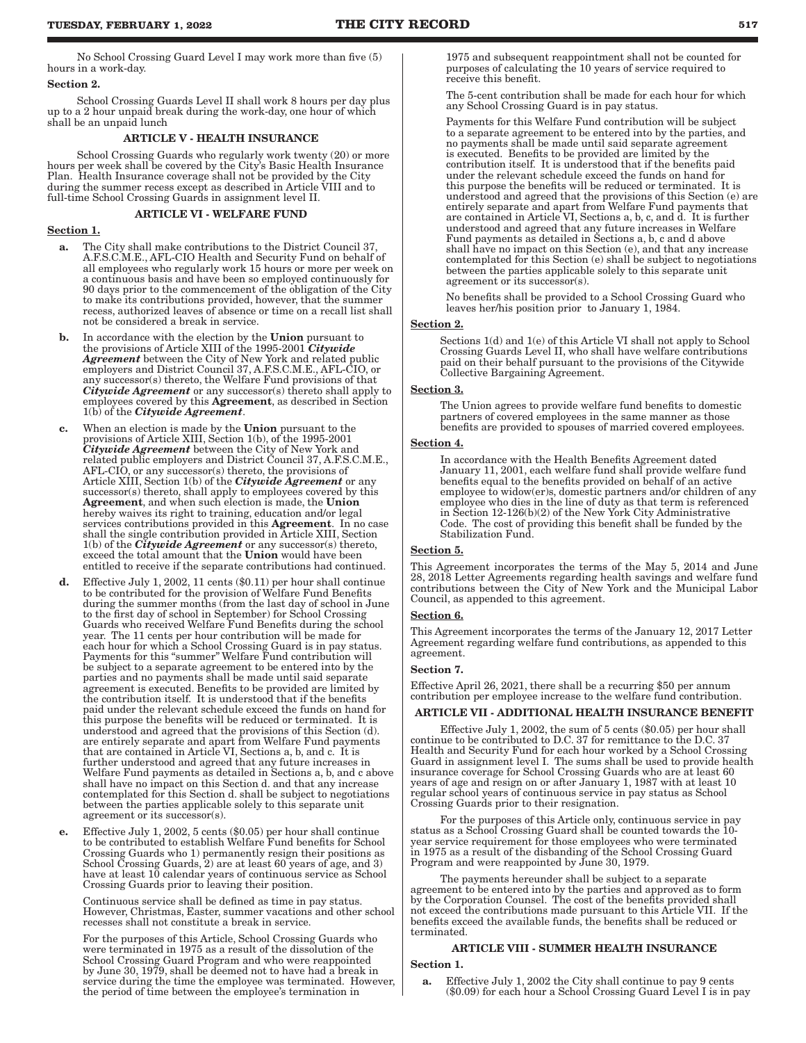No School Crossing Guard Level I may work more than five (5) hours in a work-day.

**Section 2.**

School Crossing Guards Level II shall work 8 hours per day plus up to a 2 hour unpaid break during the work-day, one hour of which shall be an unpaid lunch

## ARTICLE V - HEALTH INSURANCE

School Crossing Guards who regularly work twenty (20) or more hours per week shall be covered by the City's Basic Health Insurance Plan. Health Insurance coverage shall not be provided by the City during the summer recess except as described in Article VIII and to full-time School Crossing Guards in assignment level II.

## ARTICLE VI - WELFARE FUND

**Section 1.**

**a.** The City shall make contributions to the District Council 37, A.F.S.C.M.E., AFL-CIO Health and Security Fund on behalf of all employees who regularly work 15 hours or more per week on a continuous basis and have been so employed continuously for 90 days prior to the commencement of the obligation of the City to make its contributions provided, however, that the summer recess, authorized leaves of absence or time on a recall list shall not be considered a break in service.

**b.** In accordance with the election by the **Union** pursuant to the provisions of Article XIII of the 1995-2001 ***Citywide Agreement*** between the City of New York and related public employers and District Council 37, A.F.S.C.M.E., AFL-CIO, or any successor(s) thereto, the Welfare Fund provisions of that ***Citywide Agreement*** or any successor(s) thereto shall apply to employees covered by this **Agreement**, as described in Section 1(b) of the ***Citywide Agreement***.

**c.** When an election is made by the **Union** pursuant to the provisions of Article XIII, Section 1(b), of the 1995-2001 ***Citywide Agreement*** between the City of New York and related public employers and District Council 37, A.F.S.C.M.E., AFL-CIO, or any successor(s) thereto, the provisions of Article XIII, Section 1(b) of the ***Citywide Agreement*** or any successor(s) thereto, shall apply to employees covered by this **Agreement**, and when such election is made, the **Union** hereby waives its right to training, education and/or legal services contributions provided in this **Agreement**. In no case shall the single contribution provided in Article XIII, Section 1(b) of the ***Citywide Agreement*** or any successor(s) thereto, exceed the total amount that the **Union** would have been entitled to receive if the separate contributions had continued.

**d.** Effective July 1, 2002, 11 cents ($0.11) per hour shall continue to be contributed for the provision of Welfare Fund Benefits during the summer months (from the last day of school in June to the first day of school in September) for School Crossing Guards who received Welfare Fund Benefits during the school year. The 11 cents per hour contribution will be made for each hour for which a School Crossing Guard is in pay status. Payments for this "summer" Welfare Fund contribution will be subject to a separate agreement to be entered into by the parties and no payments shall be made until said separate agreement is executed. Benefits to be provided are limited by the contribution itself. It is understood that if the benefits paid under the relevant schedule exceed the funds on hand for this purpose the benefits will be reduced or terminated. It is understood and agreed that the provisions of this Section (d). are entirely separate and apart from Welfare Fund payments that are contained in Article VI, Sections a, b, and c. It is further understood and agreed that any future increases in Welfare Fund payments as detailed in Sections a, b, and c above shall have no impact on this Section d. and that any increase contemplated for this Section d. shall be subject to negotiations between the parties applicable solely to this separate unit agreement or its successor(s).

**e.** Effective July 1, 2002, 5 cents ($0.05) per hour shall continue to be contributed to establish Welfare Fund benefits for School Crossing Guards who 1) permanently resign their positions as School Crossing Guards, 2) are at least 60 years of age, and 3) have at least 10 calendar years of continuous service as School Crossing Guards prior to leaving their position.

Continuous service shall be defined as time in pay status. However, Christmas, Easter, summer vacations and other school recesses shall not constitute a break in service.

For the purposes of this Article, School Crossing Guards who were terminated in 1975 as a result of the dissolution of the School Crossing Guard Program and who were reappointed by June 30, 1979, shall be deemed not to have had a break in service during the time the employee was terminated. However, the period of time between the employee's termination in 1975 and subsequent reappointment shall not be counted for purposes of calculating the 10 years of service required to receive this benefit.

The 5-cent contribution shall be made for each hour for which any School Crossing Guard is in pay status.

Payments for this Welfare Fund contribution will be subject to a separate agreement to be entered into by the parties, and no payments shall be made until said separate agreement is executed. Benefits to be provided are limited by the contribution itself. It is understood that if the benefits paid under the relevant schedule exceed the funds on hand for this purpose the benefits will be reduced or terminated. It is understood and agreed that the provisions of this Section (e) are entirely separate and apart from Welfare Fund payments that are contained in Article VI, Sections a, b, c, and d. It is further understood and agreed that any future increases in Welfare Fund payments as detailed in Sections a, b, c and d above shall have no impact on this Section (e), and that any increase contemplated for this Section (e) shall be subject to negotiations between the parties applicable solely to this separate unit agreement or its successor(s).

No benefits shall be provided to a School Crossing Guard who leaves her/his position prior to January 1, 1984.

**Section 2.**

Sections 1(d) and 1(e) of this Article VI shall not apply to School Crossing Guards Level II, who shall have welfare contributions paid on their behalf pursuant to the provisions of the Citywide Collective Bargaining Agreement.

**Section 3.**

The Union agrees to provide welfare fund benefits to domestic partners of covered employees in the same manner as those benefits are provided to spouses of married covered employees.

**Section 4.**

In accordance with the Health Benefits Agreement dated January 11, 2001, each welfare fund shall provide welfare fund benefits equal to the benefits provided on behalf of an active employee to widow(er)s, domestic partners and/or children of any employee who dies in the line of duty as that term is referenced in Section 12-126(b)(2) of the New York City Administrative Code. The cost of providing this benefit shall be funded by the Stabilization Fund.

**Section 5.**

This Agreement incorporates the terms of the May 5, 2014 and June 28, 2018 Letter Agreements regarding health savings and welfare fund contributions between the City of New York and the Municipal Labor Council, as appended to this agreement.

**Section 6.**

This Agreement incorporates the terms of the January 12, 2017 Letter Agreement regarding welfare fund contributions, as appended to this agreement.

**Section 7.**

Effective April 26, 2021, there shall be a recurring $50 per annum contribution per employee increase to the welfare fund contribution.

## ARTICLE VII - ADDITIONAL HEALTH INSURANCE BENEFIT

Effective July 1, 2002, the sum of 5 cents ($0.05) per hour shall continue to be contributed to D.C. 37 for remittance to the D.C. 37 Health and Security Fund for each hour worked by a School Crossing Guard in assignment level I. The sums shall be used to provide health insurance coverage for School Crossing Guards who are at least 60 years of age and resign on or after January 1, 1987 with at least 10 regular school years of continuous service in pay status as School Crossing Guards prior to their resignation.

For the purposes of this Article only, continuous service in pay status as a School Crossing Guard shall be counted towards the 10-year service requirement for those employees who were terminated in 1975 as a result of the disbanding of the School Crossing Guard Program and were reappointed by June 30, 1979.

The payments hereunder shall be subject to a separate agreement to be entered into by the parties and approved as to form by the Corporation Counsel. The cost of the benefits provided shall not exceed the contributions made pursuant to this Article VII. If the benefits exceed the available funds, the benefits shall be reduced or terminated.

## ARTICLE VIII - SUMMER HEALTH INSURANCE

**Section 1.**

**a.** Effective July 1, 2002 the City shall continue to pay 9 cents ($0.09) for each hour a School Crossing Guard Level I is in pay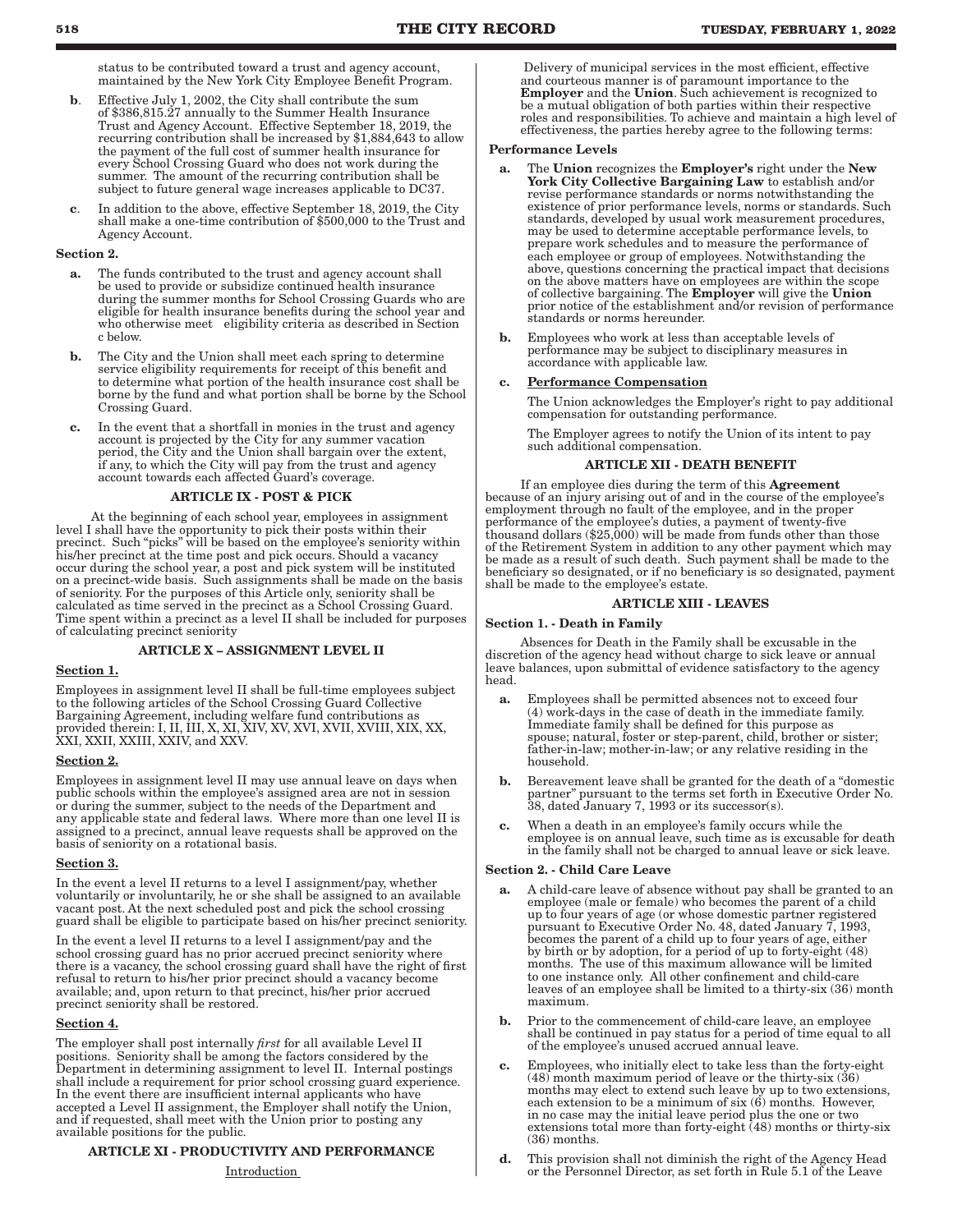status to be contributed toward a trust and agency account, maintained by the New York City Employee Benefit Program.

**b**. Effective July 1, 2002, the City shall contribute the sum of $386,815.27 annually to the Summer Health Insurance Trust and Agency Account. Effective September 18, 2019, the recurring contribution shall be increased by $1,884,643 to allow the payment of the full cost of summer health insurance for every School Crossing Guard who does not work during the summer. The amount of the recurring contribution shall be subject to future general wage increases applicable to DC37.

**c**. In addition to the above, effective September 18, 2019, the City shall make a one-time contribution of $500,000 to the Trust and Agency Account.

**Section 2.**

**a.** The funds contributed to the trust and agency account shall be used to provide or subsidize continued health insurance during the summer months for School Crossing Guards who are eligible for health insurance benefits during the school year and who otherwise meet eligibility criteria as described in Section c below.

**b.** The City and the Union shall meet each spring to determine service eligibility requirements for receipt of this benefit and to determine what portion of the health insurance cost shall be borne by the fund and what portion shall be borne by the School Crossing Guard.

**c.** In the event that a shortfall in monies in the trust and agency account is projected by the City for any summer vacation period, the City and the Union shall bargain over the extent, if any, to which the City will pay from the trust and agency account towards each affected Guard's coverage.

## ARTICLE IX - POST & PICK

At the beginning of each school year, employees in assignment level I shall have the opportunity to pick their posts within their precinct. Such "picks" will be based on the employee's seniority within his/her precinct at the time post and pick occurs. Should a vacancy occur during the school year, a post and pick system will be instituted on a precinct-wide basis. Such assignments shall be made on the basis of seniority. For the purposes of this Article only, seniority shall be calculated as time served in the precinct as a School Crossing Guard. Time spent within a precinct as a level II shall be included for purposes of calculating precinct seniority

## ARTICLE X – ASSIGNMENT LEVEL II

**Section 1.**

Employees in assignment level II shall be full-time employees subject to the following articles of the School Crossing Guard Collective Bargaining Agreement, including welfare fund contributions as provided therein: I, II, III, X, XI, XIV, XV, XVI, XVII, XVIII, XIX, XX, XXI, XXII, XXIII, XXIV, and XXV.

**Section 2.**

Employees in assignment level II may use annual leave on days when public schools within the employee's assigned area are not in session or during the summer, subject to the needs of the Department and any applicable state and federal laws. Where more than one level II is assigned to a precinct, annual leave requests shall be approved on the basis of seniority on a rotational basis.

**Section 3.**

In the event a level II returns to a level I assignment/pay, whether voluntarily or involuntarily, he or she shall be assigned to an available vacant post. At the next scheduled post and pick the school crossing guard shall be eligible to participate based on his/her precinct seniority.

In the event a level II returns to a level I assignment/pay and the school crossing guard has no prior accrued precinct seniority where there is a vacancy, the school crossing guard shall have the right of first refusal to return to his/her prior precinct should a vacancy become available; and, upon return to that precinct, his/her prior accrued precinct seniority shall be restored.

**Section 4.**

The employer shall post internally *first* for all available Level II positions. Seniority shall be among the factors considered by the Department in determining assignment to level II. Internal postings shall include a requirement for prior school crossing guard experience. In the event there are insufficient internal applicants who have accepted a Level II assignment, the Employer shall notify the Union, and if requested, shall meet with the Union prior to posting any available positions for the public.

## ARTICLE XI - PRODUCTIVITY AND PERFORMANCE

Introduction

Delivery of municipal services in the most efficient, effective and courteous manner is of paramount importance to the **Employer** and the **Union**. Such achievement is recognized to be a mutual obligation of both parties within their respective roles and responsibilities. To achieve and maintain a high level of effectiveness, the parties hereby agree to the following terms:

**Performance Levels**

**a.** The **Union** recognizes the **Employer's** right under the **New York City Collective Bargaining Law** to establish and/or revise performance standards or norms notwithstanding the existence of prior performance levels, norms or standards. Such standards, developed by usual work measurement procedures, may be used to determine acceptable performance levels, to prepare work schedules and to measure the performance of each employee or group of employees. Notwithstanding the above, questions concerning the practical impact that decisions on the above matters have on employees are within the scope of collective bargaining. The **Employer** will give the **Union** prior notice of the establishment and/or revision of performance standards or norms hereunder.

**b.** Employees who work at less than acceptable levels of performance may be subject to disciplinary measures in accordance with applicable law.

**c.** **Performance Compensation**

The Union acknowledges the Employer's right to pay additional compensation for outstanding performance.

The Employer agrees to notify the Union of its intent to pay such additional compensation.

## ARTICLE XII - DEATH BENEFIT

If an employee dies during the term of this **Agreement** because of an injury arising out of and in the course of the employee's employment through no fault of the employee, and in the proper performance of the employee's duties, a payment of twenty-five thousand dollars ($25,000) will be made from funds other than those of the Retirement System in addition to any other payment which may be made as a result of such death. Such payment shall be made to the beneficiary so designated, or if no beneficiary is so designated, payment shall be made to the employee's estate.

## ARTICLE XIII - LEAVES

**Section 1. - Death in Family**

Absences for Death in the Family shall be excusable in the discretion of the agency head without charge to sick leave or annual leave balances, upon submittal of evidence satisfactory to the agency head.

**a.** Employees shall be permitted absences not to exceed four (4) work-days in the case of death in the immediate family. Immediate family shall be defined for this purpose as spouse; natural, foster or step-parent, child, brother or sister; father-in-law; mother-in-law; or any relative residing in the household.

**b.** Bereavement leave shall be granted for the death of a "domestic partner" pursuant to the terms set forth in Executive Order No. 38, dated January 7, 1993 or its successor(s).

**c.** When a death in an employee's family occurs while the employee is on annual leave, such time as is excusable for death in the family shall not be charged to annual leave or sick leave.

**Section 2. - Child Care Leave**

**a.** A child-care leave of absence without pay shall be granted to an employee (male or female) who becomes the parent of a child up to four years of age (or whose domestic partner registered pursuant to Executive Order No. 48, dated January 7, 1993, becomes the parent of a child up to four years of age, either by birth or by adoption, for a period of up to forty-eight (48) months. The use of this maximum allowance will be limited to one instance only. All other confinement and child-care leaves of an employee shall be limited to a thirty-six (36) month maximum.

**b.** Prior to the commencement of child-care leave, an employee shall be continued in pay status for a period of time equal to all of the employee's unused accrued annual leave.

**c.** Employees, who initially elect to take less than the forty-eight (48) month maximum period of leave or the thirty-six (36) months may elect to extend such leave by up to two extensions, each extension to be a minimum of six (6) months. However, in no case may the initial leave period plus the one or two extensions total more than forty-eight (48) months or thirty-six (36) months.

**d.** This provision shall not diminish the right of the Agency Head or the Personnel Director, as set forth in Rule 5.1 of the Leave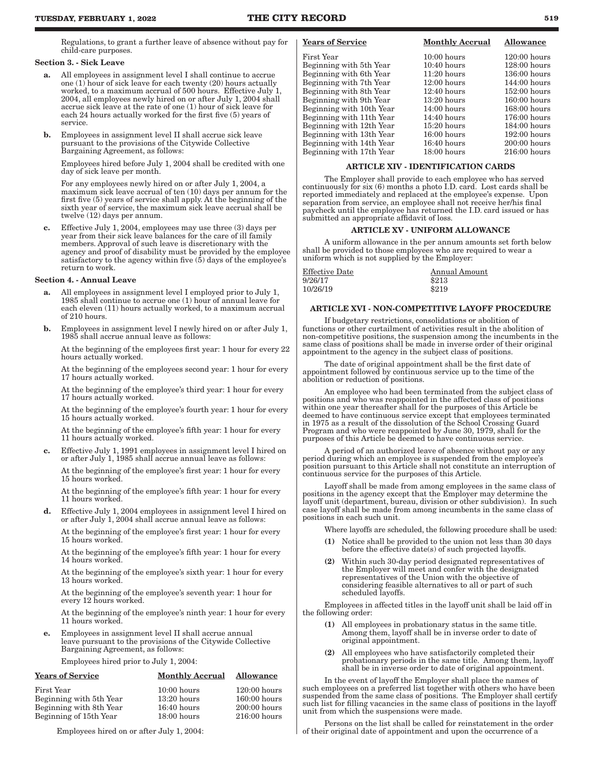Regulations, to grant a further leave of absence without pay for child-care purposes.

**Section 3. - Sick Leave**

**a.** All employees in assignment level I shall continue to accrue one (1) hour of sick leave for each twenty (20) hours actually worked, to a maximum accrual of 500 hours. Effective July 1, 2004, all employees newly hired on or after July 1, 2004 shall accrue sick leave at the rate of one (1) hour of sick leave for each 24 hours actually worked for the first five (5) years of service.

**b.** Employees in assignment level II shall accrue sick leave pursuant to the provisions of the Citywide Collective Bargaining Agreement, as follows:

Employees hired before July 1, 2004 shall be credited with one day of sick leave per month.

For any employees newly hired on or after July 1, 2004, a maximum sick leave accrual of ten (10) days per annum for the first five (5) years of service shall apply. At the beginning of the sixth year of service, the maximum sick leave accrual shall be twelve (12) days per annum.

**c.** Effective July 1, 2004, employees may use three (3) days per year from their sick leave balances for the care of ill family members. Approval of such leave is discretionary with the agency and proof of disability must be provided by the employee satisfactory to the agency within five (5) days of the employee's return to work.

**Section 4. - Annual Leave**

**a.** All employees in assignment level I employed prior to July 1, 1985 shall continue to accrue one (1) hour of annual leave for each eleven (11) hours actually worked, to a maximum accrual of 210 hours.

**b.** Employees in assignment level I newly hired on or after July 1, 1985 shall accrue annual leave as follows:

At the beginning of the employees first year: 1 hour for every 22 hours actually worked.

At the beginning of the employees second year: 1 hour for every 17 hours actually worked.

At the beginning of the employee's third year: 1 hour for every 17 hours actually worked.

At the beginning of the employee's fourth year: 1 hour for every 15 hours actually worked.

At the beginning of the employee's fifth year: 1 hour for every 11 hours actually worked.

**c.** Effective July 1, 1991 employees in assignment level I hired on or after July 1, 1985 shall accrue annual leave as follows:

At the beginning of the employee's first year: 1 hour for every 15 hours worked.

At the beginning of the employee's fifth year: 1 hour for every 11 hours worked.

**d.** Effective July 1, 2004 employees in assignment level I hired on or after July 1, 2004 shall accrue annual leave as follows:

At the beginning of the employee's first year: 1 hour for every 15 hours worked.

At the beginning of the employee's fifth year: 1 hour for every 14 hours worked.

At the beginning of the employee's sixth year: 1 hour for every 13 hours worked.

At the beginning of the employee's seventh year: 1 hour for every 12 hours worked.

At the beginning of the employee's ninth year: 1 hour for every 11 hours worked.

**e.** Employees in assignment level II shall accrue annual leave pursuant to the provisions of the Citywide Collective Bargaining Agreement, as follows:

Employees hired prior to July 1, 2004:

| Years of Service | Monthly Accrual | Allowance |
|---|---|---|
| First Year | 10:00 hours | 120:00 hours |
| Beginning with 5th Year | 13:20 hours | 160:00 hours |
| Beginning with 8th Year | 16:40 hours | 200:00 hours |
| Beginning of 15th Year | 18:00 hours | 216:00 hours |

Employees hired on or after July 1, 2004:

| Years of Service | Monthly Accrual | Allowance |
|---|---|---|
| First Year | 10:00 hours | 120:00 hours |
| Beginning with 5th Year | 10:40 hours | 128:00 hours |
| Beginning with 6th Year | 11:20 hours | 136:00 hours |
| Beginning with 7th Year | 12:00 hours | 144:00 hours |
| Beginning with 8th Year | 12:40 hours | 152:00 hours |
| Beginning with 9th Year | 13:20 hours | 160:00 hours |
| Beginning with 10th Year | 14:00 hours | 168:00 hours |
| Beginning with 11th Year | 14:40 hours | 176:00 hours |
| Beginning with 12th Year | 15:20 hours | 184:00 hours |
| Beginning with 13th Year | 16:00 hours | 192:00 hours |
| Beginning with 14th Year | 16:40 hours | 200:00 hours |
| Beginning with 17th Year | 18:00 hours | 216:00 hours |

## ARTICLE XIV - IDENTIFICATION CARDS

The Employer shall provide to each employee who has served continuously for six (6) months a photo I.D. card. Lost cards shall be reported immediately and replaced at the employee's expense. Upon separation from service, an employee shall not receive her/his final paycheck until the employee has returned the I.D. card issued or has submitted an appropriate affidavit of loss.

## ARTICLE XV - UNIFORM ALLOWANCE

A uniform allowance in the per annum amounts set forth below shall be provided to those employees who are required to wear a uniform which is not supplied by the Employer:

| Effective Date | Annual Amount |
|---|---|
| 9/26/17 | $213 |
| 10/26/19 | $219 |

## ARTICLE XVI - NON-COMPETITIVE LAYOFF PROCEDURE

If budgetary restrictions, consolidations or abolition of functions or other curtailment of activities result in the abolition of non-competitive positions, the suspension among the incumbents in the same class of positions shall be made in inverse order of their original appointment to the agency in the subject class of positions.

The date of original appointment shall be the first date of appointment followed by continuous service up to the time of the abolition or reduction of positions.

An employee who had been terminated from the subject class of positions and who was reappointed in the affected class of positions within one year thereafter shall for the purposes of this Article be deemed to have continuous service except that employees terminated in 1975 as a result of the dissolution of the School Crossing Guard Program and who were reappointed by June 30, 1979, shall for the purposes of this Article be deemed to have continuous service.

A period of an authorized leave of absence without pay or any period during which an employee is suspended from the employee's position pursuant to this Article shall not constitute an interruption of continuous service for the purposes of this Article.

Layoff shall be made from among employees in the same class of positions in the agency except that the Employer may determine the layoff unit (department, bureau, division or other subdivision). In such case layoff shall be made from among incumbents in the same class of positions in each such unit.

Where layoffs are scheduled, the following procedure shall be used:

**(1)** Notice shall be provided to the union not less than 30 days before the effective date(s) of such projected layoffs.

**(2)** Within such 30-day period designated representatives of the Employer will meet and confer with the designated representatives of the Union with the objective of considering feasible alternatives to all or part of such scheduled layoffs.

Employees in affected titles in the layoff unit shall be laid off in the following order:

**(1)** All employees in probationary status in the same title. Among them, layoff shall be in inverse order to date of original appointment.

**(2)** All employees who have satisfactorily completed their probationary periods in the same title. Among them, layoff shall be in inverse order to date of original appointment.

In the event of layoff the Employer shall place the names of such employees on a preferred list together with others who have been suspended from the same class of positions. The Employer shall certify such list for filling vacancies in the same class of positions in the layoff unit from which the suspensions were made.

Persons on the list shall be called for reinstatement in the order of their original date of appointment and upon the occurrence of a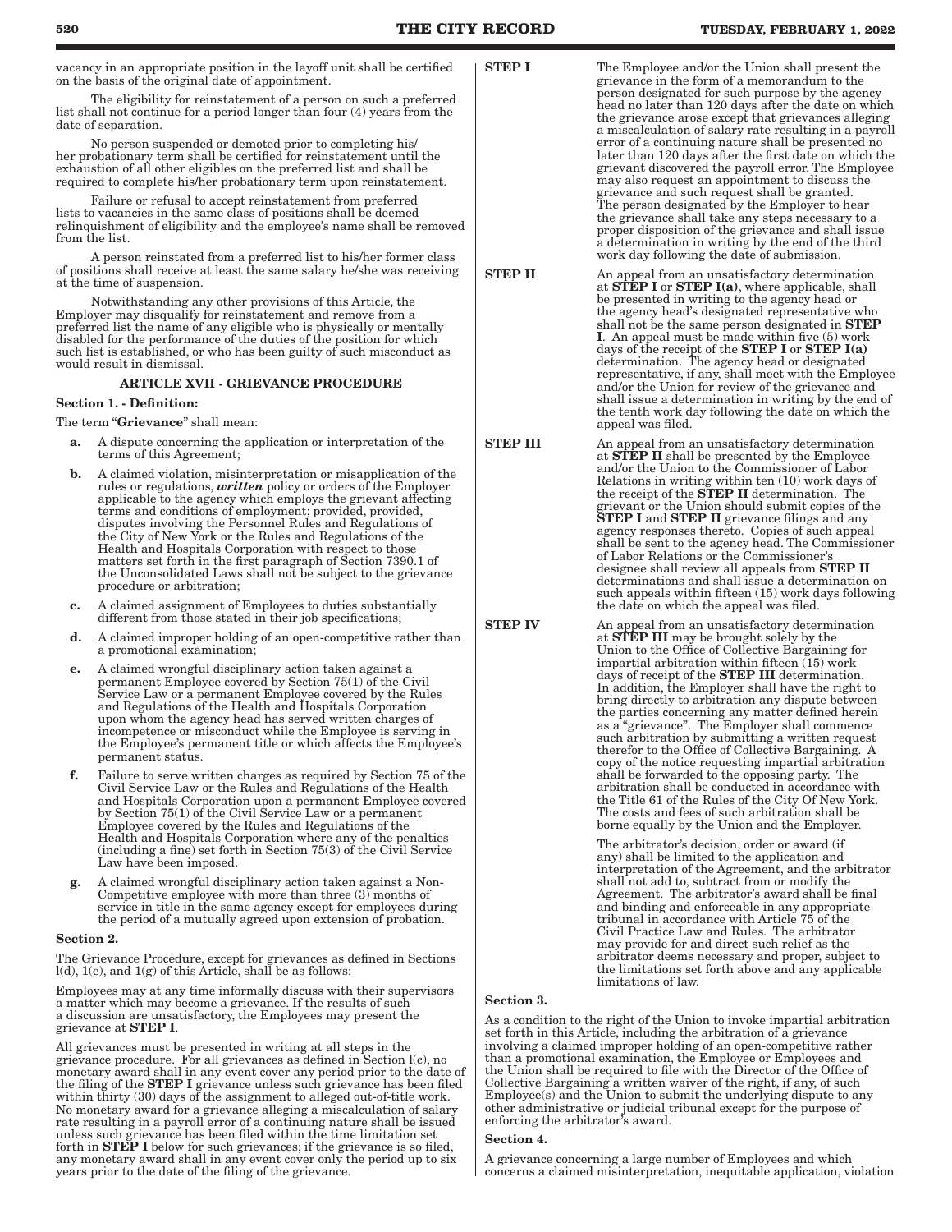vacancy in an appropriate position in the layoff unit shall be certified on the basis of the original date of appointment.

The eligibility for reinstatement of a person on such a preferred list shall not continue for a period longer than four (4) years from the date of separation.

No person suspended or demoted prior to completing his/her probationary term shall be certified for reinstatement until the exhaustion of all other eligibles on the preferred list and shall be required to complete his/her probationary term upon reinstatement.

Failure or refusal to accept reinstatement from preferred lists to vacancies in the same class of positions shall be deemed relinquishment of eligibility and the employee's name shall be removed from the list.

A person reinstated from a preferred list to his/her former class of positions shall receive at least the same salary he/she was receiving at the time of suspension.

Notwithstanding any other provisions of this Article, the Employer may disqualify for reinstatement and remove from a preferred list the name of any eligible who is physically or mentally disabled for the performance of the duties of the position for which such list is established, or who has been guilty of such misconduct as would result in dismissal.

## ARTICLE XVII - GRIEVANCE PROCEDURE

### Section 1. - Definition:

The term "**Grievance**" shall mean:

- **a.** A dispute concerning the application or interpretation of the terms of this Agreement;
- **b.** A claimed violation, misinterpretation or misapplication of the rules or regulations, ***written*** policy or orders of the Employer applicable to the agency which employs the grievant affecting terms and conditions of employment; provided, provided, disputes involving the Personnel Rules and Regulations of the City of New York or the Rules and Regulations of the Health and Hospitals Corporation with respect to those matters set forth in the first paragraph of Section 7390.1 of the Unconsolidated Laws shall not be subject to the grievance procedure or arbitration;
- **c.** A claimed assignment of Employees to duties substantially different from those stated in their job specifications;
- **d.** A claimed improper holding of an open-competitive rather than a promotional examination;
- **e.** A claimed wrongful disciplinary action taken against a permanent Employee covered by Section 75(1) of the Civil Service Law or a permanent Employee covered by the Rules and Regulations of the Health and Hospitals Corporation upon whom the agency head has served written charges of incompetence or misconduct while the Employee is serving in the Employee's permanent title or which affects the Employee's permanent status.
- **f.** Failure to serve written charges as required by Section 75 of the Civil Service Law or the Rules and Regulations of the Health and Hospitals Corporation upon a permanent Employee covered by Section 75(1) of the Civil Service Law or a permanent Employee covered by the Rules and Regulations of the Health and Hospitals Corporation where any of the penalties (including a fine) set forth in Section 75(3) of the Civil Service Law have been imposed.
- **g.** A claimed wrongful disciplinary action taken against a Non-Competitive employee with more than three (3) months of service in title in the same agency except for employees during the period of a mutually agreed upon extension of probation.

### Section 2.

The Grievance Procedure, except for grievances as defined in Sections l(d), 1(e), and 1(g) of this Article, shall be as follows:

Employees may at any time informally discuss with their supervisors a matter which may become a grievance. If the results of such a discussion are unsatisfactory, the Employees may present the grievance at **STEP I**.

All grievances must be presented in writing at all steps in the grievance procedure. For all grievances as defined in Section l(c), no monetary award shall in any event cover any period prior to the date of the filing of the **STEP I** grievance unless such grievance has been filed within thirty (30) days of the assignment to alleged out-of-title work. No monetary award for a grievance alleging a miscalculation of salary rate resulting in a payroll error of a continuing nature shall be issued unless such grievance has been filed within the time limitation set forth in **STEP I** below for such grievances; if the grievance is so filed, any monetary award shall in any event cover only the period up to six years prior to the date of the filing of the grievance.

**STEP I** The Employee and/or the Union shall present the grievance in the form of a memorandum to the person designated for such purpose by the agency head no later than 120 days after the date on which the grievance arose except that grievances alleging a miscalculation of salary rate resulting in a payroll error of a continuing nature shall be presented no later than 120 days after the first date on which the grievant discovered the payroll error. The Employee may also request an appointment to discuss the grievance and such request shall be granted. The person designated by the Employer to hear the grievance shall take any steps necessary to a proper disposition of the grievance and shall issue a determination in writing by the end of the third work day following the date of submission.

**STEP II** An appeal from an unsatisfactory determination at **STEP I** or **STEP I(a)**, where applicable, shall be presented in writing to the agency head or the agency head's designated representative who shall not be the same person designated in **STEP I**. An appeal must be made within five (5) work days of the receipt of the **STEP I** or **STEP I(a)** determination. The agency head or designated representative, if any, shall meet with the Employee and/or the Union for review of the grievance and shall issue a determination in writing by the end of the tenth work day following the date on which the appeal was filed.

**STEP III** An appeal from an unsatisfactory determination at **STEP II** shall be presented by the Employee and/or the Union to the Commissioner of Labor Relations in writing within ten (10) work days of the receipt of the **STEP II** determination. The grievant or the Union should submit copies of the **STEP I** and **STEP II** grievance filings and any agency responses thereto. Copies of such appeal shall be sent to the agency head. The Commissioner of Labor Relations or the Commissioner's designee shall review all appeals from **STEP II** determinations and shall issue a determination on such appeals within fifteen (15) work days following the date on which the appeal was filed.

**STEP IV** An appeal from an unsatisfactory determination at **STEP III** may be brought solely by the Union to the Office of Collective Bargaining for impartial arbitration within fifteen (15) work days of receipt of the **STEP III** determination. In addition, the Employer shall have the right to bring directly to arbitration any dispute between the parties concerning any matter defined herein as a "grievance". The Employer shall commence such arbitration by submitting a written request therefor to the Office of Collective Bargaining. A copy of the notice requesting impartial arbitration shall be forwarded to the opposing party. The arbitration shall be conducted in accordance with the Title 61 of the Rules of the City Of New York. The costs and fees of such arbitration shall be borne equally by the Union and the Employer.

The arbitrator's decision, order or award (if any) shall be limited to the application and interpretation of the Agreement, and the arbitrator shall not add to, subtract from or modify the Agreement. The arbitrator's award shall be final and binding and enforceable in any appropriate tribunal in accordance with Article 75 of the Civil Practice Law and Rules. The arbitrator may provide for and direct such relief as the arbitrator deems necessary and proper, subject to the limitations set forth above and any applicable limitations of law.

### Section 3.

As a condition to the right of the Union to invoke impartial arbitration set forth in this Article, including the arbitration of a grievance involving a claimed improper holding of an open-competitive rather than a promotional examination, the Employee or Employees and the Union shall be required to file with the Director of the Office of Collective Bargaining a written waiver of the right, if any, of such Employee(s) and the Union to submit the underlying dispute to any other administrative or judicial tribunal except for the purpose of enforcing the arbitrator's award.

### Section 4.

A grievance concerning a large number of Employees and which concerns a claimed misinterpretation, inequitable application, violation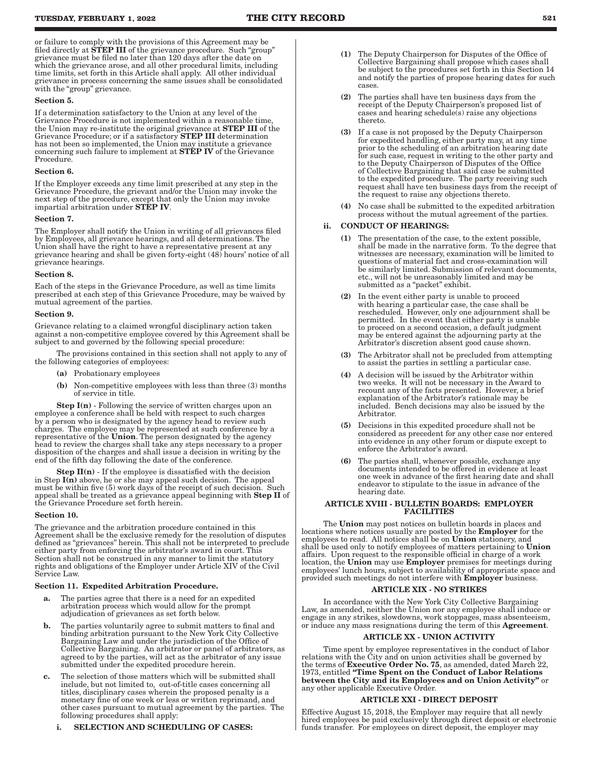or failure to comply with the provisions of this Agreement may be filed directly at **STEP III** of the grievance procedure. Such "group" grievance must be filed no later than 120 days after the date on which the grievance arose, and all other procedural limits, including time limits, set forth in this Article shall apply. All other individual grievance in process concerning the same issues shall be consolidated with the "group" grievance.

**Section 5.**

If a determination satisfactory to the Union at any level of the Grievance Procedure is not implemented within a reasonable time, the Union may re-institute the original grievance at **STEP III** of the Grievance Procedure; or if a satisfactory **STEP III** determination has not been so implemented, the Union may institute a grievance concerning such failure to implement at **STEP IV** of the Grievance Procedure.

**Section 6.**

If the Employer exceeds any time limit prescribed at any step in the Grievance Procedure, the grievant and/or the Union may invoke the next step of the procedure, except that only the Union may invoke impartial arbitration under **STEP IV**.

**Section 7.**

The Employer shall notify the Union in writing of all grievances filed by Employees, all grievance hearings, and all determinations. The Union shall have the right to have a representative present at any grievance hearing and shall be given forty-eight (48) hours' notice of all grievance hearings.

**Section 8.**

Each of the steps in the Grievance Procedure, as well as time limits prescribed at each step of this Grievance Procedure, may be waived by mutual agreement of the parties.

**Section 9.**

Grievance relating to a claimed wrongful disciplinary action taken against a non-competitive employee covered by this Agreement shall be subject to and governed by the following special procedure:

The provisions contained in this section shall not apply to any of the following categories of employees:

- **(a)** Probationary employees
- **(b)** Non-competitive employees with less than three (3) months of service in title.

**Step I(n)** - Following the service of written charges upon an employee a conference shall be held with respect to such charges by a person who is designated by the agency head to review such charges. The employee may be represented at such conference by a representative of the **Union**. The person designated by the agency head to review the charges shall take any steps necessary to a proper disposition of the charges and shall issue a decision in writing by the end of the fifth day following the date of the conference.

**Step II(n)** - If the employee is dissatisfied with the decision in Step **I(n)** above, he or she may appeal such decision. The appeal must be within five (5) work days of the receipt of such decision. Such appeal shall be treated as a grievance appeal beginning with **Step II** of the Grievance Procedure set forth herein.

**Section 10.**

The grievance and the arbitration procedure contained in this Agreement shall be the exclusive remedy for the resolution of disputes defined as "grievances" herein. This shall not be interpreted to preclude either party from enforcing the arbitrator's award in court. This Section shall not be construed in any manner to limit the statutory rights and obligations of the Employer under Article XIV of the Civil Service Law.

**Section 11. Expedited Arbitration Procedure.**

- **a.** The parties agree that there is a need for an expedited arbitration process which would allow for the prompt adjudication of grievances as set forth below.
- **b.** The parties voluntarily agree to submit matters to final and binding arbitration pursuant to the New York City Collective Bargaining Law and under the jurisdiction of the Office of Collective Bargaining. An arbitrator or panel of arbitrators, as agreed to by the parties, will act as the arbitrator of any issue submitted under the expedited procedure herein.
- **c.** The selection of those matters which will be submitted shall include, but not limited to, out-of-title cases concerning all titles, disciplinary cases wherein the proposed penalty is a monetary fine of one week or less or written reprimand, and other cases pursuant to mutual agreement by the parties. The following procedures shall apply:

  **i. SELECTION AND SCHEDULING OF CASES:**

  - **(1)** The Deputy Chairperson for Disputes of the Office of Collective Bargaining shall propose which cases shall be subject to the procedures set forth in this Section 14 and notify the parties of propose hearing dates for such cases.
  - **(2)** The parties shall have ten business days from the receipt of the Deputy Chairperson's proposed list of cases and hearing schedule(s) raise any objections thereto.
  - **(3)** If a case is not proposed by the Deputy Chairperson for expedited handling, either party may, at any time prior to the scheduling of an arbitration hearing date for such case, request in writing to the other party and to the Deputy Chairperson of Disputes of the Office of Collective Bargaining that said case be submitted to the expedited procedure. The party receiving such request shall have ten business days from the receipt of the request to raise any objections thereto.
  - **(4)** No case shall be submitted to the expedited arbitration process without the mutual agreement of the parties.

  **ii. CONDUCT OF HEARINGS:**

  - **(1)** The presentation of the case, to the extent possible, shall be made in the narrative form. To the degree that witnesses are necessary, examination will be limited to questions of material fact and cross-examination will be similarly limited. Submission of relevant documents, etc., will not be unreasonably limited and may be submitted as a "packet" exhibit.
  - **(2)** In the event either party is unable to proceed with hearing a particular case, the case shall be rescheduled. However, only one adjournment shall be permitted. In the event that either party is unable to proceed on a second occasion, a default judgment may be entered against the adjourning party at the Arbitrator's discretion absent good cause shown.
  - **(3)** The Arbitrator shall not be precluded from attempting to assist the parties in settling a particular case.
  - **(4)** A decision will be issued by the Arbitrator within two weeks. It will not be necessary in the Award to recount any of the facts presented. However, a brief explanation of the Arbitrator's rationale may be included. Bench decisions may also be issued by the Arbitrator.
  - **(5)** Decisions in this expedited procedure shall not be considered as precedent for any other case nor entered into evidence in any other forum or dispute except to enforce the Arbitrator's award.
  - **(6)** The parties shall, whenever possible, exchange any documents intended to be offered in evidence at least one week in advance of the first hearing date and shall endeavor to stipulate to the issue in advance of the hearing date.

## ARTICLE XVIII - BULLETIN BOARDS: EMPLOYER FACILITIES

The **Union** may post notices on bulletin boards in places and locations where notices usually are posted by the **Employer** for the employees to read. All notices shall be on **Union** stationery, and shall be used only to notify employees of matters pertaining to **Union** affairs. Upon request to the responsible official in charge of a work location, the **Union** may use **Employer** premises for meetings during employees' lunch hours, subject to availability of appropriate space and provided such meetings do not interfere with **Employer** business.

## ARTICLE XIX - NO STRIKES

In accordance with the New York City Collective Bargaining Law, as amended, neither the Union nor any employee shall induce or engage in any strikes, slowdowns, work stoppages, mass absenteeism, or induce any mass resignations during the term of this **Agreement**.

## ARTICLE XX - UNION ACTIVITY

Time spent by employee representatives in the conduct of labor relations with the City and on union activities shall be governed by the terms of **Executive Order No. 75**, as amended, dated March 22, 1973, entitled **"Time Spent on the Conduct of Labor Relations between the City and its Employees and on Union Activity"** or any other applicable Executive Order.

## ARTICLE XXI - DIRECT DEPOSIT

Effective August 15, 2018, the Employer may require that all newly hired employees be paid exclusively through direct deposit or electronic funds transfer. For employees on direct deposit, the employer may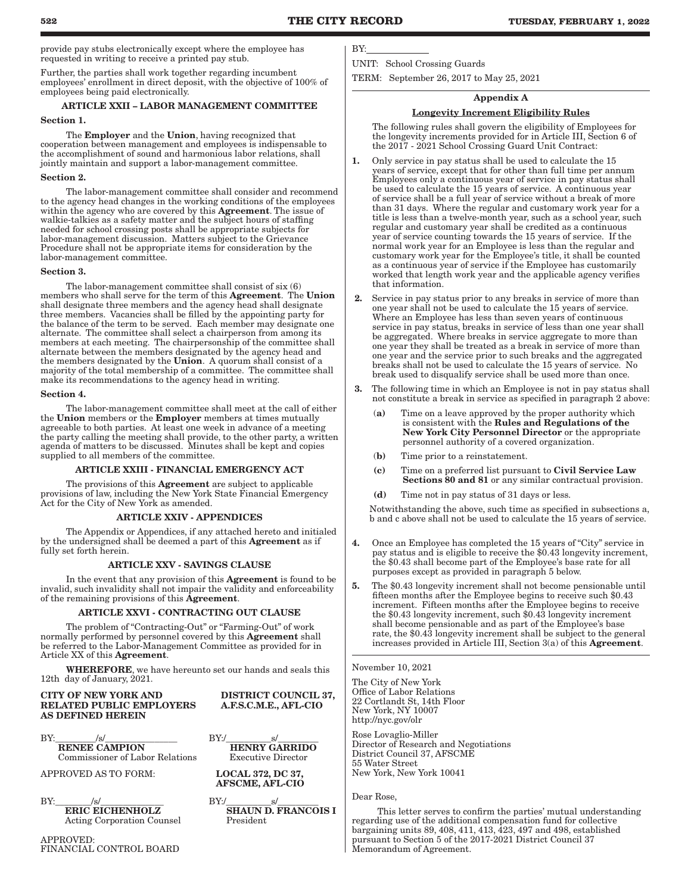provide pay stubs electronically except where the employee has requested in writing to receive a printed pay stub.

Further, the parties shall work together regarding incumbent employees' enrollment in direct deposit, with the objective of 100% of employees being paid electronically.

### ARTICLE XXII – LABOR MANAGEMENT COMMITTEE

**Section 1.**

The **Employer** and the **Union**, having recognized that cooperation between management and employees is indispensable to the accomplishment of sound and harmonious labor relations, shall jointly maintain and support a labor-management committee.

**Section 2.**

The labor-management committee shall consider and recommend to the agency head changes in the working conditions of the employees within the agency who are covered by this **Agreement**. The issue of walkie-talkies as a safety matter and the subject hours of staffing needed for school crossing posts shall be appropriate subjects for labor-management discussion. Matters subject to the Grievance Procedure shall not be appropriate items for consideration by the labor-management committee.

**Section 3.**

The labor-management committee shall consist of six (6) members who shall serve for the term of this **Agreement**. The **Union** shall designate three members and the agency head shall designate three members. Vacancies shall be filled by the appointing party for the balance of the term to be served. Each member may designate one alternate. The committee shall select a chairperson from among its members at each meeting. The chairpersonship of the committee shall alternate between the members designated by the agency head and the members designated by the **Union**. A quorum shall consist of a majority of the total membership of a committee. The committee shall make its recommendations to the agency head in writing.

**Section 4.**

The labor-management committee shall meet at the call of either the **Union** members or the **Employer** members at times mutually agreeable to both parties. At least one week in advance of a meeting the party calling the meeting shall provide, to the other party, a written agenda of matters to be discussed. Minutes shall be kept and copies supplied to all members of the committee.

### ARTICLE XXIII - FINANCIAL EMERGENCY ACT

The provisions of this **Agreement** are subject to applicable provisions of law, including the New York State Financial Emergency Act for the City of New York as amended.

### ARTICLE XXIV - APPENDICES

The Appendix or Appendices, if any attached hereto and initialed by the undersigned shall be deemed a part of this **Agreement** as if fully set forth herein.

### ARTICLE XXV - SAVINGS CLAUSE

In the event that any provision of this **Agreement** is found to be invalid, such invalidity shall not impair the validity and enforceability of the remaining provisions of this **Agreement**.

### ARTICLE XXVI - CONTRACTING OUT CLAUSE

The problem of "Contracting-Out" or "Farming-Out" of work normally performed by personnel covered by this **Agreement** shall be referred to the Labor-Management Committee as provided for in Article XX of this **Agreement**.

**WHEREFORE**, we have hereunto set our hands and seals this 12th day of January, 2021.

**CITY OF NEW YORK AND RELATED PUBLIC EMPLOYERS AS DEFINED HEREIN**

BY: /s/
**RENEE CAMPION**
Commissioner of Labor Relations

APPROVED AS TO FORM:

BY: /s/
**ERIC EICHENHOLZ**
Acting Corporation Counsel

APPROVED:
FINANCIAL CONTROL BOARD

BY:

**DISTRICT COUNCIL 37, A.F.S.C.M.E., AFL-CIO**

BY:/ s/
**HENRY GARRIDO**
Executive Director

**LOCAL 372, DC 37, AFSCME, AFL-CIO**

BY:/ s/
**SHAUN D. FRANCOIS I**
President

UNIT: School Crossing Guards

TERM: September 26, 2017 to May 25, 2021

---

## Appendix A

### Longevity Increment Eligibility Rules

The following rules shall govern the eligibility of Employees for the longevity increments provided for in Article III, Section 6 of the 2017 - 2021 School Crossing Guard Unit Contract:

1. Only service in pay status shall be used to calculate the 15 years of service, except that for other than full time per annum Employees only a continuous year of service in pay status shall be used to calculate the 15 years of service. A continuous year of service shall be a full year of service without a break of more than 31 days. Where the regular and customary work year for a title is less than a twelve-month year, such as a school year, such regular and customary year shall be credited as a continuous year of service counting towards the 15 years of service. If the normal work year for an Employee is less than the regular and customary work year for the Employee's title, it shall be counted as a continuous year of service if the Employee has customarily worked that length work year and the applicable agency verifies that information.

2. Service in pay status prior to any breaks in service of more than one year shall not be used to calculate the 15 years of service. Where an Employee has less than seven years of continuous service in pay status, breaks in service of less than one year shall be aggregated. Where breaks in service aggregate to more than one year they shall be treated as a break in service of more than one year and the service prior to such breaks and the aggregated breaks shall not be used to calculate the 15 years of service. No break used to disqualify service shall be used more than once.

3. The following time in which an Employee is not in pay status shall not constitute a break in service as specified in paragraph 2 above:

   (**a**) Time on a leave approved by the proper authority which is consistent with the **Rules and Regulations of the New York City Personnel Director** or the appropriate personnel authority of a covered organization.

   (**b**) Time prior to a reinstatement.

   **(c)** Time on a preferred list pursuant to **Civil Service Law Sections 80 and 81** or any similar contractual provision.

   **(d)** Time not in pay status of 31 days or less.

   Notwithstanding the above, such time as specified in subsections a, b and c above shall not be used to calculate the 15 years of service.

4. Once an Employee has completed the 15 years of "City" service in pay status and is eligible to receive the $0.43 longevity increment, the $0.43 shall become part of the Employee's base rate for all purposes except as provided in paragraph 5 below.

5. The $0.43 longevity increment shall not become pensionable until fifteen months after the Employee begins to receive such $0.43 increment. Fifteen months after the Employee begins to receive the $0.43 longevity increment, such $0.43 longevity increment shall become pensionable and as part of the Employee's base rate, the $0.43 longevity increment shall be subject to the general increases provided in Article III, Section 3(a) of this **Agreement**.

---

November 10, 2021

The City of New York
Office of Labor Relations
22 Cortlandt St, 14th Floor
New York, NY 10007
http://nyc.gov/olr

Rose Lovaglio-Miller
Director of Research and Negotiations
District Council 37, AFSCME
55 Water Street
New York, New York 10041

Dear Rose,

This letter serves to confirm the parties' mutual understanding regarding use of the additional compensation fund for collective bargaining units 89, 408, 411, 413, 423, 497 and 498, established pursuant to Section 5 of the 2017-2021 District Council 37 Memorandum of Agreement.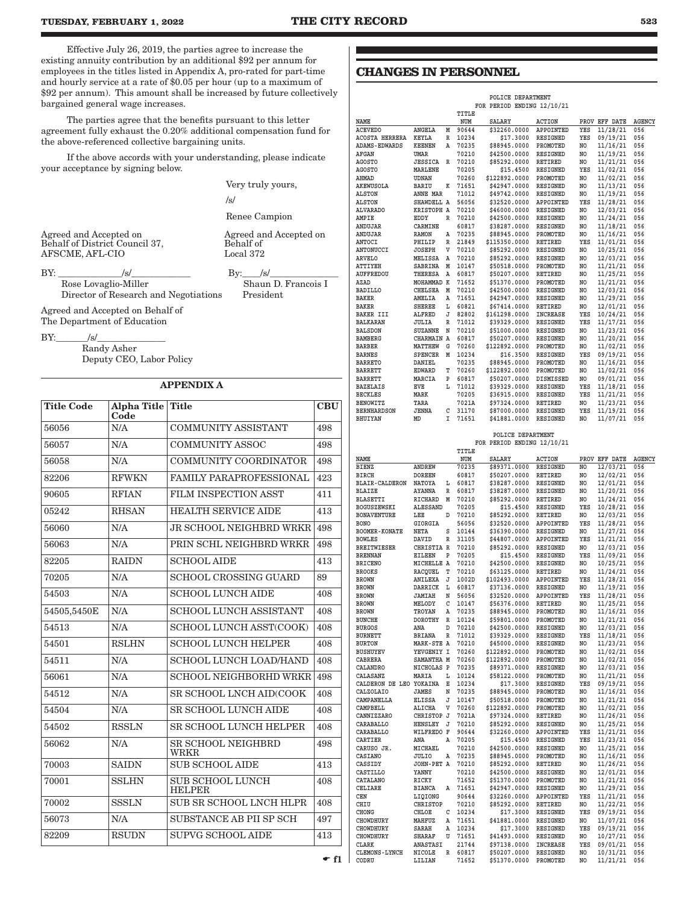Effective July 26, 2019, the parties agree to increase the existing annuity contribution by an additional $92 per annum for employees in the titles listed in Appendix A, pro-rated for part-time and hourly service at a rate of $0.05 per hour (up to a maximum of $92 per annum). This amount shall be increased by future collectively bargained general wage increases.

The parties agree that the benefits pursuant to this letter agreement fully exhaust the 0.20% additional compensation fund for the above-referenced collective bargaining units.

If the above accords with your understanding, please indicate your acceptance by signing below.

Very truly yours,

/s/

Renee Campion

Agreed and Accepted on Behalf of District Council 37, AFSCME, AFL-CIO

BY: /s/
Rose Lovaglio-Miller
Director of Research and Negotiations

Agreed and Accepted on Behalf of Local 372

By: /s/
Shaun D. Francois I
President

Agreed and Accepted on Behalf of The Department of Education

BY: /s/
Randy Asher
Deputy CEO, Labor Policy

## APPENDIX A

| Title Code | Alpha Title Code | Title | CBU |
|---|---|---|---|
| 56056 | N/A | COMMUNITY ASSISTANT | 498 |
| 56057 | N/A | COMMUNITY ASSOC | 498 |
| 56058 | N/A | COMMUNITY COORDINATOR | 498 |
| 82206 | RFWKN | FAMILY PARAPROFESSIONAL | 423 |
| 90605 | RFIAN | FILM INSPECTION ASST | 411 |
| 05242 | RHSAN | HEALTH SERVICE AIDE | 413 |
| 56060 | N/A | JR SCHOOL NEIGHBRD WRKR | 498 |
| 56063 | N/A | PRIN SCHL NEIGHBRD WRKR | 498 |
| 82205 | RAIDN | SCHOOL AIDE | 413 |
| 70205 | N/A | SCHOOL CROSSING GUARD | 89 |
| 54503 | N/A | SCHOOL LUNCH AIDE | 408 |
| 54505,5450E | N/A | SCHOOL LUNCH ASSISTANT | 408 |
| 54513 | N/A | SCHOOL LUNCH ASST(COOK) | 408 |
| 54501 | RSLHN | SCHOOL LUNCH HELPER | 408 |
| 54511 | N/A | SCHOOL LUNCH LOAD/HAND | 408 |
| 56061 | N/A | SCHOOL NEIGHBORHD WRKR | 498 |
| 54512 | N/A | SR SCHOOL LNCH AID(COOK | 408 |
| 54504 | N/A | SR SCHOOL LUNCH AIDE | 408 |
| 54502 | RSSLN | SR SCHOOL LUNCH HELPER | 408 |
| 56062 | N/A | SR SCHOOL NEIGHBRD WRKR | 498 |
| 70003 | SAIDN | SUB SCHOOL AIDE | 413 |
| 70001 | SSLHN | SUB SCHOOL LUNCH HELPER | 408 |
| 70002 | SSSLN | SUB SR SCHOOL LNCH HLPR | 408 |
| 56073 | N/A | SUBSTANCE AB PII SP SCH | 497 |
| 82209 | RSUDN | SUPVG SCHOOL AIDE | 413 |

☛ f1

# CHANGES IN PERSONNEL

POLICE DEPARTMENT
FOR PERIOD ENDING 12/10/21

| NAME | | | TITLE NUM | SALARY | ACTION | PROV | EFF DATE | AGENCY |
|---|---|---|---|---|---|---|---|---|
| ACEVEDO | ANGELA | M | 90644 | $32260.0000 | APPOINTED | YES | 11/28/21 | 056 |
| ACOSTA HERRERA | KEYLA | R | 10234 | $17.3000 | RESIGNED | YES | 09/19/21 | 056 |
| ADAMS-EDWARDS | KEENEN | A | 70235 | $88945.0000 | PROMOTED | NO | 11/16/21 | 056 |
| AFGAN | UMAR | | 70210 | $42500.0000 | RESIGNED | NO | 11/19/21 | 056 |
| AGOSTO | JESSICA | R | 70210 | $85292.0000 | RETIRED | NO | 11/21/21 | 056 |
| AGOSTO | MARLENE | | 70205 | $15.4500 | RESIGNED | YES | 11/02/21 | 056 |
| AHMAD | UDNAN | | 70260 | $122892.0000 | PROMOTED | NO | 11/02/21 | 056 |
| AKEWUSOLA | BARIU | K | 71651 | $42947.0000 | RESIGNED | NO | 11/13/21 | 056 |
| ALSTON | ANNE MAR | | 71012 | $49742.0000 | RESIGNED | NO | 11/19/21 | 056 |
| ALSTON | SHAWDELL | A | 56056 | $32520.0000 | APPOINTED | YES | 11/28/21 | 056 |
| ALVARADO | KRISTOPH | A | 70210 | $46000.0000 | RESIGNED | NO | 12/03/21 | 056 |
| AMPIE | EDDY | R | 70210 | $42500.0000 | RESIGNED | NO | 11/24/21 | 056 |
| ANDUJAR | CARMINE | | 60817 | $38287.0000 | RESIGNED | NO | 11/18/21 | 056 |
| ANDUJAR | RAMON | A | 70235 | $88945.0000 | PROMOTED | NO | 11/16/21 | 056 |
| ANTOCI | PHILIP | R | 21849 | $115350.0000 | RETIRED | YES | 11/01/21 | 056 |
| ANTONUCCI | JOSEPH | V | 70210 | $85292.0000 | RESIGNED | NO | 10/25/21 | 056 |
| ARVELO | MELISSA | A | 70210 | $85292.0000 | RESIGNED | NO | 12/03/21 | 056 |
| ATTIYEH | SABRINA | M | 10147 | $50518.0000 | PROMOTED | NO | 11/21/21 | 056 |
| AUFFREDOU | THERESA | A | 60817 | $50207.0000 | RETIRED | NO | 11/25/21 | 056 |
| AZAD | MOHAMMAD | K | 71652 | $51370.0000 | PROMOTED | NO | 11/21/21 | 056 |
| BADILLO | CHELSEA | M | 70210 | $42500.0000 | RESIGNED | NO | 12/03/21 | 056 |
| BAKER | AMELIA | A | 71651 | $42947.0000 | RESIGNED | NO | 11/29/21 | 056 |
| BAKER | SHEREE | L | 60821 | $67414.0000 | RETIRED | NO | 12/01/21 | 056 |
| BAKER III | ALFRED | J | 82802 | $161298.0000 | INCREASE | YES | 10/24/21 | 056 |
| BALKARAN | JULIA | R | 71012 | $39329.0000 | RESIGNED | YES | 11/17/21 | 056 |
| BALSDON | SUZANNE | N | 70210 | $51000.0000 | RESIGNED | NO | 11/23/21 | 056 |
| BAMBERG | CHARMAIN | A | 60817 | $50207.0000 | RESIGNED | NO | 11/20/21 | 056 |
| BARBER | MATTHEW | G | 70260 | $122892.0000 | PROMOTED | NO | 11/02/21 | 056 |
| BARNES | SPENCER | M | 10234 | $16.3500 | RESIGNED | YES | 09/19/21 | 056 |
| BARRETO | DANIEL | | 70235 | $88945.0000 | PROMOTED | NO | 11/16/21 | 056 |
| BARRETT | EDWARD | T | 70260 | $122892.0000 | PROMOTED | NO | 11/02/21 | 056 |
| BARRETT | MARCIA | P | 60817 | $50207.0000 | DISMISSED | NO | 09/01/21 | 056 |
| BAZELAIS | EVE | L | 71012 | $39329.0000 | RESIGNED | YES | 11/18/21 | 056 |
| BECKLES | MARK | | 70205 | $36915.0000 | RESIGNED | YES | 11/21/21 | 056 |
| BENOWITZ | TARA | | 7021A | $97324.0000 | RETIRED | NO | 11/23/21 | 056 |
| BERNHARDSON | JENNA | C | 31170 | $87000.0000 | RESIGNED | YES | 11/19/21 | 056 |
| BHUIYAN | MD | I | 71651 | $41881.0000 | RESIGNED | NO | 11/07/21 | 056 |

POLICE DEPARTMENT
FOR PERIOD ENDING 12/10/21

| NAME | | | TITLE NUM | SALARY | ACTION | PROV | EFF DATE | AGENCY |
|---|---|---|---|---|---|---|---|---|
| BIENZ | ANDREW | | 70235 | $89371.0000 | RESIGNED | NO | 12/03/21 | 056 |
| BIRCH | DOREEN | | 60817 | $50207.0000 | RETIRED | NO | 12/02/21 | 056 |
| BLAIR-CALDERON | NATOYA | L | 60817 | $38287.0000 | RESIGNED | NO | 12/01/21 | 056 |
| BLAIZE | AYANNA | R | 60817 | $38287.0000 | RESIGNED | NO | 11/20/21 | 056 |
| BLASETTI | RICHARD | M | 70210 | $85292.0000 | RETIRED | NO | 11/24/21 | 056 |
| BOGUSZEWSKI | ALESSAND | | 70205 | $15.4500 | RESIGNED | YES | 10/28/21 | 056 |
| BONAVENTURE | LEE | D | 70210 | $85292.0000 | RETIRED | NO | 12/03/21 | 056 |
| BONO | GIORGIA | | 56056 | $32520.0000 | APPOINTED | YES | 11/28/21 | 056 |
| BOOMER-KONATE | NETA | S | 10144 | $36390.0000 | RESIGNED | NO | 11/27/21 | 056 |
| BOWLES | DAVID | R | 31105 | $44807.0000 | APPOINTED | YES | 11/21/21 | 056 |
| BREITWIESER | CHRISTIA | R | 70210 | $85292.0000 | RESIGNED | NO | 12/03/21 | 056 |
| BRENNAN | EILEEN | P | 70205 | $15.4500 | RESIGNED | YES | 11/09/21 | 056 |
| BRICENO | MICHELLE | A | 70210 | $42500.0000 | RESIGNED | NO | 10/25/21 | 056 |
| BROOKS | RACQUEL | T | 70210 | $63125.0000 | RETIRED | NO | 11/24/21 | 056 |
| BROWN | ANILEXA | J | 1002D | $102493.0000 | APPOINTED | YES | 11/28/21 | 056 |
| BROWN | DARRICK | L | 60817 | $37136.0000 | RESIGNED | NO | 11/19/21 | 056 |
| BROWN | JAMIAH | N | 56056 | $32520.0000 | APPOINTED | YES | 11/28/21 | 056 |
| BROWN | MELODY | C | 10147 | $56376.0000 | RETIRED | NO | 11/25/21 | 056 |
| BROWN | TROYAN | A | 70235 | $88945.0000 | PROMOTED | NO | 11/16/21 | 056 |
| BUNCHE | DOROTHY | R | 10124 | $59801.0000 | PROMOTED | NO | 11/21/21 | 056 |
| BURGOS | ANA | D | 70210 | $42500.0000 | RESIGNED | NO | 12/03/21 | 056 |
| BURNETT | BRIANA | R | 71012 | $39329.0000 | RESIGNED | YES | 11/18/21 | 056 |
| BURTON | MARK-STE | A | 70210 | $45000.0000 | RESIGNED | NO | 11/23/21 | 056 |
| BUSHUYEV | YEVGENIY | I | 70260 | $122892.0000 | PROMOTED | NO | 11/02/21 | 056 |
| CABRERA | SAMANTHA | M | 70260 | $122892.0000 | PROMOTED | NO | 11/02/21 | 056 |
| CALANDRO | NICHOLAS | P | 70235 | $89371.0000 | RESIGNED | NO | 12/03/21 | 056 |
| CALASANZ | MARIA | L | 10124 | $58122.0000 | PROMOTED | NO | 11/21/21 | 056 |
| CALDERON DE LEO | YOKAINA | E | 10234 | $17.3000 | RESIGNED | YES | 09/19/21 | 056 |
| CALZOLAIO | JAMES | N | 70235 | $88945.0000 | PROMOTED | NO | 11/16/21 | 056 |
| CAMPANELLA | ELISSA | J | 10147 | $50518.0000 | PROMOTED | NO | 11/21/21 | 056 |
| CAMPBELL | ALICHA | V | 70260 | $122892.0000 | PROMOTED | NO | 11/02/21 | 056 |
| CANNIZZARO | CHRISTOP | J | 7021A | $97324.0000 | RETIRED | NO | 11/26/21 | 056 |
| CARABALLO | HENSLEY | J | 70210 | $85292.0000 | RESIGNED | NO | 11/25/21 | 056 |
| CARABALLO | WILFREDO | F | 90644 | $32260.0000 | APPOINTED | YES | 11/21/21 | 056 |
| CARTIER | ANA | A | 70205 | $15.4500 | RESIGNED | YES | 11/23/21 | 056 |
| CARUSO JR. | MICHAEL | | 70210 | $42500.0000 | RESIGNED | NO | 11/25/21 | 056 |
| CASIANO | JULIO | A | 70235 | $88945.0000 | PROMOTED | NO | 11/16/21 | 056 |
| CASSIDY | JOHN-PET | A | 70210 | $85292.0000 | RETIRED | NO | 11/26/21 | 056 |
| CASTILLO | YANNY | | 70210 | $42500.0000 | RESIGNED | NO | 12/01/21 | 056 |
| CATALANO | RICKY | | 71652 | $51370.0000 | PROMOTED | NO | 11/21/21 | 056 |
| CELIARE | BIANCA | A | 71651 | $42947.0000 | RESIGNED | NO | 11/29/21 | 056 |
| CEN | LIQIONG | | 90644 | $32260.0000 | APPOINTED | YES | 11/21/21 | 056 |
| CHIU | CHRISTOP | | 70210 | $85292.0000 | RETIRED | NO | 11/22/21 | 056 |
| CHONG | CHLOE | C | 10234 | $17.3000 | RESIGNED | YES | 09/19/21 | 056 |
| CHOWDHURY | MAHFUZ | A | 71651 | $41881.0000 | RESIGNED | NO | 11/07/21 | 056 |
| CHOWDHURY | SARAH | A | 10234 | $17.3000 | RESIGNED | YES | 09/19/21 | 056 |
| CHOWDHURY | SHARAF | U | 71651 | $41493.0000 | RESIGNED | NO | 10/27/21 | 056 |
| CLARK | ANASTASI | | 21744 | $97138.0000 | INCREASE | YES | 09/01/21 | 056 |
| CLEMONS-LYNCH | NICOLE | R | 60817 | $50207.0000 | RESIGNED | NO | 10/31/21 | 056 |
| CODRU | LILIAN | | 71652 | $51370.0000 | PROMOTED | NO | 11/21/21 | 056 |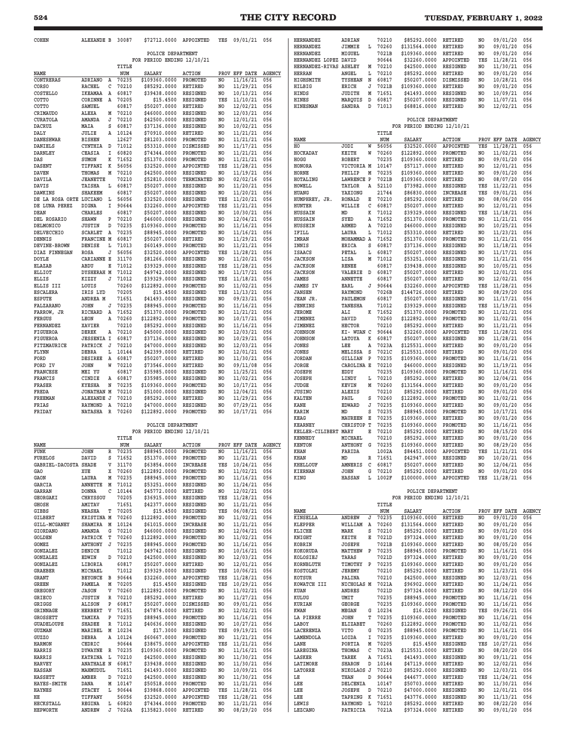| | | | | | | | | |
|---|---|---|---|---|---|---|---|---|
| COHEN | ALEXANDE B | 30087 | $72712.0000 | APPOINTED | YES | 09/01/21 | 056 |

**POLICE DEPARTMENT**
**FOR PERIOD ENDING 12/10/21**

| NAME | | | TITLE NUM | SALARY | ACTION | PROV | EFF DATE | AGENCY |
|---|---|---|---|---|---|---|---|---|
| CONTRERAS | ADRIANO | A | 70235 | $109360.0000 | PROMOTED | NO | 11/16/21 | 056 |
| CORSO | RACHEL | C | 70210 | $85292.0000 | RETIRED | NO | 11/29/21 | 056 |
| COSTELLO | IKEAMAA | A | 60817 | $39438.0000 | RESIGNED | NO | 10/13/21 | 056 |
| COTTO | CORINNE | A | 70205 | $15.4500 | RESIGNED | YES | 11/10/21 | 056 |
| COTTO | SAMUEL | | 60817 | $50207.0000 | RETIRED | NO | 12/02/21 | 056 |
| CRIMAUDO | ALEXA | M | 70210 | $46000.0000 | RESIGNED | NO | 12/03/21 | 056 |
| CURATOLA | AMANDA | J | 70210 | $42500.0000 | RESIGNED | NO | 12/01/21 | 056 |
| DACRUZ | MAIA | S | 60817 | $37136.0000 | RESIGNED | NO | 10/02/21 | 056 |
| DALY | JULIE | A | 10124 | $70910.0000 | RETIRED | NO | 11/21/21 | 056 |
| DANESHWAR | BISHEN | | 12627 | $81203.0000 | PROMOTED | NO | 11/21/21 | 056 |
| DANIELS | CYNTHIA | D | 71012 | $53310.0000 | DISMISSED | NO | 11/17/21 | 056 |
| DARNLEY | CEASIA | I | 60820 | $74344.0000 | PROMOTED | NO | 11/21/21 | 056 |
| DAS | SUMON | K | 71652 | $51370.0000 | PROMOTED | NO | 11/21/21 | 056 |
| DASENT | TIFFANI | K | 56056 | $32520.0000 | APPOINTED | YES | 11/28/21 | 056 |
| DAVEN | THOMAS | M | 70210 | $42500.0000 | RESIGNED | NO | 11/19/21 | 056 |
| DAVILA | JEANETTE | | 70210 | $52810.0000 | TERMINATED | NO | 02/02/16 | 056 |
| DAVIS | TAISHA | L | 60817 | $50207.0000 | RESIGNED | NO | 11/20/21 | 056 |
| DAWKINS | SHAKEEM | | 60817 | $50207.0000 | RESIGNED | NO | 11/20/21 | 056 |
| DE LA ROSA ORTE | LUCIANO | L | 56056 | $32520.0000 | RESIGNED | YES | 11/20/21 | 056 |
| DE LUNA PEREZ | DIGNA | I | 90644 | $32260.0000 | APPOINTED | YES | 11/21/21 | 056 |
| DEAN | CHARLES | | 60817 | $50207.0000 | RESIGNED | NO | 10/30/21 | 056 |
| DEL ROSARIO | SHAWN | P | 70210 | $46000.0000 | RESIGNED | NO | 12/04/21 | 056 |
| DELMONICO | JUSTIN | D | 70235 | $109360.0000 | PROMOTED | NO | 11/16/21 | 056 |
| DELVECCHIO | SCARLET | A | 70235 | $88945.0000 | PROMOTED | NO | 11/16/21 | 056 |
| DENNIS | FRANCINE | M | 60817 | $50207.0000 | RETIRED | NO | 11/29/21 | 056 |
| DEVINE-BROWN | DENISE | L | 71013 | $60149.0000 | PROMOTED | NO | 11/21/21 | 056 |
| DIAZ FINNEGAN | ROSA | J | 56056 | $32520.0000 | APPOINTED | YES | 11/28/21 | 056 |
| DOYLE | CARIANNE | E | 31170 | $81266.0000 | RESIGNED | NO | 11/20/21 | 056 |
| ELAZAB | ABDU | E | 71012 | $39329.0000 | RESIGNED | YES | 11/28/21 | 056 |
| ELLIOT | DYSHERAH | M | 71012 | $49742.0000 | RESIGNED | NO | 11/17/21 | 056 |
| ELLIS | KIZZY | J | 71012 | $39329.0000 | RESIGNED | YES | 11/18/21 | 056 |
| ELLIS III | LOUIS | | 70260 | $122892.0000 | PROMOTED | NO | 11/02/21 | 056 |
| ESCALERA | IRIS LYD | | 70205 | $15.4500 | RESIGNED | YES | 11/13/21 | 056 |
| ESPUTE | ANDREA | M | 71651 | $41493.0000 | RESIGNED | NO | 09/23/21 | 056 |
| FALZARANO | JOHN | J | 70235 | $88945.0000 | PROMOTED | NO | 11/16/21 | 056 |
| FARROW, JR | RICHARD | A | 71652 | $51370.0000 | PROMOTED | NO | 11/21/21 | 056 |
| FERGUS | LEON | A | 70260 | $122892.0000 | PROMOTED | NO | 10/17/21 | 056 |
| FERNANDEZ | XAVIER | | 70210 | $85292.0000 | RESIGNED | NO | 11/16/21 | 056 |
| FIGUEROA | DEREK | A | 70210 | $45000.0000 | RESIGNED | NO | 12/03/21 | 056 |
| FIGUEROA | JESSENIA | I | 60817 | $37136.0000 | RESIGNED | NO | 10/29/21 | 056 |
| FITZMAURICE | PATRICK | J | 70210 | $47000.0000 | RESIGNED | NO | 12/03/21 | 056 |
| FLYNN | DEBRA | L | 10144 | $42399.0000 | RETIRED | NO | 12/01/21 | 056 |
| FORD | DESIREE | A | 60817 | $50207.0000 | RETIRED | NO | 11/30/21 | 056 |
| FORD IV | JOHN | W | 70210 | $73546.0000 | RETIRED | NO | 09/11/08 | 056 |
| FRANCESE | MEI YU | | 60817 | $35985.0000 | RESIGNED | NO | 11/25/21 | 056 |
| FRANCIS | CINDIE | A | 60817 | $35985.0000 | RESIGNED | NO | 11/02/21 | 056 |
| FRASER | KYESHA | N | 70235 | $109360.0000 | PROMOTED | NO | 10/17/21 | 056 |
| FREDA | JONATHAN | M | 70210 | $51000.0000 | RESIGNED | NO | 12/04/21 | 056 |
| FREEMAN | ALEXANDE | J | 70210 | $85292.0000 | RETIRED | NO | 11/29/21 | 056 |
| FRIAS | RAYMOND | A | 70210 | $47000.0000 | RESIGNED | NO | 07/29/21 | 056 |
| FRIDAY | NATASHA | R | 70260 | $122892.0000 | PROMOTED | NO | 10/17/21 | 056 |

**POLICE DEPARTMENT**
**FOR PERIOD ENDING 12/10/21**

| NAME | | | TITLE NUM | SALARY | ACTION | PROV | EFF DATE | AGENCY |
|---|---|---|---|---|---|---|---|---|
| FUNK | JOHN | R | 70235 | $88945.0000 | PROMOTED | NO | 11/16/21 | 056 |
| FURELOS | DAVID | S | 71652 | $51370.0000 | PROMOTED | NO | 11/21/21 | 056 |
| GABRIEL-DACOSTA | SHADE | V | 31170 | $63854.0000 | INCREASE | YES | 10/24/21 | 056 |
| GAO | XUE | X | 70260 | $122892.0000 | PROMOTED | NO | 11/02/21 | 056 |
| GAON | LAURA | M | 70235 | $88945.0000 | PROMOTED | NO | 11/16/21 | 056 |
| GARCIA | ANNETTE | M | 71012 | $53251.0000 | RESIGNED | NO | 11/24/21 | 056 |
| GARRAN | DONNA | C | 10144 | $45772.0000 | RETIRED | NO | 12/02/21 | 056 |
| GEORGAKI | CHRYSSOU | | 70205 | $36915.0000 | RESIGNED | YES | 11/28/21 | 056 |
| GHOSH | AMITAV | | 71651 | $42377.0000 | RESIGNED | NO | 11/21/21 | 056 |
| GIBBS | NEASHA | T | 70205 | $15.4500 | RESIGNED | YES | 06/08/21 | 056 |
| GILBERT | KRISTINA | M | 70260 | $122892.0000 | PROMOTED | NO | 11/02/21 | 056 |
| GILL-MCGANEY | SHAMIRA | M | 10124 | $61015.0000 | INCREASE | NO | 11/21/21 | 056 |
| GIORDANO | AMANDA | G | 70210 | $46000.0000 | RESIGNED | NO | 12/04/21 | 056 |
| GOLDEN | PATRICK | T | 70260 | $122892.0000 | PROMOTED | NO | 11/02/21 | 056 |
| GOMEZ | ANTHONY | J | 70235 | $88945.0000 | PROMOTED | NO | 11/16/21 | 056 |
| GONZALEZ | DENICE | | 71012 | $49742.0000 | RESIGNED | NO | 10/16/21 | 056 |
| GONZALEZ | EDWIN | D | 70210 | $42500.0000 | RESIGNED | NO | 12/03/21 | 056 |
| GONZALEZ | LIBORIA | | 60817 | $50207.0000 | RETIRED | NO | 12/01/21 | 056 |
| GRAEBER | MICHAEL | | 71012 | $39329.0000 | RESIGNED | YES | 10/06/21 | 056 |
| GRANT | BEYONCE | B | 90644 | $32260.0000 | APPOINTED | YES | 11/28/21 | 056 |
| GREEN | PAMELA | M | 70205 | $15.4500 | RESIGNED | YES | 10/29/21 | 056 |
| GREGORY | JASON | V | 70260 | $122892.0000 | PROMOTED | NO | 11/02/21 | 056 |
| GRIECO | JUSTIN | R | 70210 | $85292.0000 | RETIRED | NO | 11/27/21 | 056 |
| GRIGGS | ALISON | P | 60817 | $50207.0000 | DISMISSED | NO | 09/01/21 | 056 |
| GRINNAGE | HERBERT | V | 71651 | $47874.0000 | RETIRED | NO | 12/02/21 | 056 |
| GROSSETT | TAMIKA | P | 70235 | $88945.0000 | PROMOTED | NO | 11/16/21 | 056 |
| GUADELOUPE | SHADEE | R | 71012 | $40636.0000 | RESIGNED | NO | 10/27/21 | 056 |
| GUZMAN | MARIBEL | M | 10234 | $17.3000 | RESIGNED | YES | 09/19/21 | 056 |
| GUZZO | DEBRA | A | 10124 | $60667.0000 | PROMOTED | NO | 11/21/21 | 056 |
| HARMON | CEDRIC | | 90644 | $38675.0000 | APPOINTED | YES | 11/21/21 | 056 |
| HARRIS | DYWAYNE | R | 70235 | $109360.0000 | PROMOTED | NO | 11/16/21 | 056 |
| HARRIS | KATRINA | L | 70210 | $42500.0000 | RESIGNED | NO | 11/30/21 | 056 |
| HARVEY | ANATHALE | N | 60817 | $39438.0000 | RESIGNED | NO | 11/30/21 | 056 |
| HASSAN | MAHMUDUL | | 71651 | $41493.0000 | RESIGNED | NO | 10/09/21 | 056 |
| HASSETT | AMBER | D | 70210 | $42500.0000 | RESIGNED | NO | 11/30/21 | 056 |
| HAYES-SMITH | DANA | M | 10147 | $50518.0000 | PROMOTED | NO | 11/21/21 | 056 |
| HAYNES | STACEY | L | 90644 | $39868.0000 | APPOINTED | YES | 11/28/21 | 056 |
| HE | TIFFANY | | 56056 | $32520.0000 | APPOINTED | YES | 11/28/21 | 056 |
| HECKSTALL | REGINA | L | 60820 | $74344.0000 | PROMOTED | NO | 11/21/21 | 056 |
| HEPWORTH | ANDREW | J | 7026A | $135823.0000 | RETIRED | NO | 08/29/20 | 056 |
| HERNANDEZ | ADRIAN | | 70210 | $85292.0000 | RETIRED | NO | 09/01/20 | 056 |
| HERNANDEZ | JIMMIE | L | 70260 | $131564.0000 | RETIRED | NO | 09/01/20 | 056 |
| HERNANDEZ | MIGUEL | | 7021B | $109360.0000 | RETIRED | NO | 09/01/20 | 056 |
| HERNANDEZ LOPEZ | DAVID | | 90644 | $32260.0000 | APPOINTED | YES | 11/28/21 | 056 |
| HERNANDEZ-RIVAS | ASHLEY | M | 70210 | $42500.0000 | RESIGNED | NO | 11/30/21 | 056 |
| HERRAN | ANGEL | L | 70210 | $85292.0000 | RETIRED | NO | 09/01/20 | 056 |
| HIGHSMITH | TYSHEAN | N | 60817 | $50207.0000 | DISMISSED | NO | 10/28/21 | 056 |
| HILBIG | ERICH | J | 7021B | $109360.0000 | RETIRED | NO | 09/01/20 | 056 |
| HINDS | JUDITH | M | 71651 | $41493.0000 | RESIGNED | NO | 10/09/21 | 056 |
| HINES | MARQUIS | D | 60817 | $50207.0000 | RESIGNED | NO | 11/07/21 | 056 |
| HINESMAN | SANDRA | D | 71013 | $68816.0000 | RETIRED | NO | 12/02/21 | 056 |

**POLICE DEPARTMENT**
**FOR PERIOD ENDING 12/10/21**

| NAME | | | TITLE NUM | SALARY | ACTION | PROV | EFF DATE | AGENCY |
|---|---|---|---|---|---|---|---|---|
| HO | JODI | W | 56056 | $32520.0000 | APPOINTED | YES | 11/28/21 | 056 |
| HOCKADAY | KEITH | W | 70260 | $122892.0000 | PROMOTED | NO | 11/02/21 | 056 |
| HOGG | ROBERT | | 70235 | $109360.0000 | RETIRED | NO | 09/01/20 | 056 |
| HONORA | VICTORIA | M | 10147 | $57117.0000 | RETIRED | NO | 12/01/21 | 056 |
| HORNE | PHILIP | M | 70235 | $109360.0000 | RETIRED | NO | 09/01/20 | 056 |
| HOTALING | LAWRENCE | P | 7021B | $109360.0000 | RETIRED | NO | 08/07/20 | 056 |
| HOWELL | TAYLOR | A | 52110 | $73982.0000 | RESIGNED | YES | 11/22/21 | 056 |
| HUANG | YAXIONG | | 21744 | $86830.0000 | INCREASE | YES | 09/01/21 | 056 |
| HUMPHREY, JR. | RONALD | E | 70210 | $85292.0000 | RETIRED | NO | 08/06/20 | 056 |
| HUNTER | WILLIE | C | 60817 | $50207.0000 | RETIRED | NO | 12/01/21 | 056 |
| HUSSAIN | MD | K | 71012 | $39329.0000 | RESIGNED | YES | 11/18/21 | 056 |
| HUSSAIN | SYED | A | 71652 | $51370.0000 | PROMOTED | NO | 11/21/21 | 056 |
| HUSSEIN | AHMED | A | 70210 | $46000.0000 | RESIGNED | NO | 10/25/21 | 056 |
| IFILL | LAURA | L | 71012 | $53310.0000 | RETIRED | NO | 11/23/21 | 056 |
| IMRAN | MOHAMMAD | A | 71652 | $51370.0000 | PROMOTED | NO | 11/21/21 | 056 |
| INNIS | ERICA | S | 60817 | $37136.0000 | RESIGNED | NO | 11/18/21 | 056 |
| ISAACS | PETAL | L | 60817 | $50207.0000 | RESIGNED | NO | 11/17/21 | 056 |
| JACKSON | LISA | M | 71012 | $53251.0000 | RESIGNED | NO | 11/21/21 | 056 |
| JACKSON | RENEE | | 60817 | $39438.0000 | RESIGNED | NO | 10/05/21 | 056 |
| JACKSON | VALERIE | D | 60817 | $50207.0000 | RETIRED | NO | 12/01/21 | 056 |
| JAMES | ANNETTE | | 60817 | $50207.0000 | RETIRED | NO | 12/02/21 | 056 |
| JAMES IV | EARL | J | 90644 | $32260.0000 | APPOINTED | YES | 11/28/21 | 056 |
| JANSEN | RAYMOND | | 7026B | $144726.0000 | RETIRED | NO | 08/29/20 | 056 |
| JEAN JR. | PAULEMON | | 60817 | $50207.0000 | RESIGNED | NO | 11/17/21 | 056 |
| JENKINS | TANESHA | | 71012 | $39329.0000 | RESIGNED | YES | 11/19/21 | 056 |
| JEROME | ALI | K | 71652 | $51370.0000 | PROMOTED | NO | 11/21/21 | 056 |
| JIMENEZ | DAVID | | 70260 | $122892.0000 | PROMOTED | NO | 11/02/21 | 056 |
| JIMENEZ | HECTOR | | 70210 | $85292.0000 | RETIRED | NO | 11/21/21 | 056 |
| JOHNSON | KI- WUAN | C | 90644 | $32260.0000 | APPOINTED | YES | 11/28/21 | 056 |
| JOHNSON | LATOYA | K | 60817 | $50207.0000 | RESIGNED | NO | 11/28/21 | 056 |
| JONES | LEE | A | 7023A | $125531.0000 | RETIRED | NO | 09/01/20 | 056 |
| JONES | MELISSA | S | 7021C | $125531.0000 | RETIRED | NO | 09/01/20 | 056 |
| JORDAN | GILLIAN | P | 70235 | $109360.0000 | PROMOTED | NO | 11/16/21 | 056 |
| JORGE | CAROLINA | E | 70210 | $46000.0000 | RESIGNED | NO | 11/19/21 | 056 |
| JOSEPH | EDDY | | 70235 | $109360.0000 | PROMOTED | NO | 11/16/21 | 056 |
| JOSEPH | LINDY | L | 70210 | $85292.0000 | RETIRED | NO | 12/04/21 | 056 |
| JUDGE | KEVIN | M | 70260 | $131564.0000 | RETIRED | NO | 09/01/20 | 056 |
| JUSINO | ALEXIS | | 70210 | $85292.0000 | RETIRED | NO | 09/01/20 | 056 |
| KALTEN | PAUL | S | 70260 | $122892.0000 | PROMOTED | NO | 11/02/21 | 056 |
| KANE | EDWARD | J | 70235 | $109360.0000 | RETIRED | NO | 09/01/20 | 056 |
| KARIM | MD | S | 70235 | $88945.0000 | PROMOTED | NO | 10/17/21 | 056 |
| KEAG | MAUREEN | E | 70235 | $109360.0000 | RETIRED | NO | 09/01/20 | 056 |
| KEARNEY | CHRISTOP | T | 70235 | $109360.0000 | PROMOTED | NO | 11/16/21 | 056 |
| KELLER-CILIBERT | MARY | E | 70210 | $85292.0000 | RETIRED | NO | 08/15/20 | 056 |
| KENNEDY | MICHAEL | | 70210 | $85292.0000 | RETIRED | NO | 09/01/20 | 056 |
| KENTON | ANTHONY | G | 70235 | $109360.0000 | RETIRED | NO | 08/29/20 | 056 |
| KHAN | FARIDA | | 1002A | $84451.0000 | APPOINTED | YES | 11/21/21 | 056 |
| KHAN | MD | R | 71651 | $42947.0000 | RESIGNED | NO | 10/20/21 | 056 |
| KHELLOUF | AMNERIS | C | 60817 | $50207.0000 | RETIRED | NO | 12/04/21 | 056 |
| KIERNAN | JOHN | G | 70210 | $85292.0000 | RETIRED | NO | 09/01/20 | 056 |
| KING | HASSAN | L | 1002F | $100000.0000 | APPOINTED | YES | 11/28/21 | 056 |

**POLICE DEPARTMENT**
**FOR PERIOD ENDING 12/10/21**

| NAME | | | TITLE NUM | SALARY | ACTION | PROV | EFF DATE | AGENCY |
|---|---|---|---|---|---|---|---|---|
| KINSELLA | ANDREW | J | 70235 | $109360.0000 | RETIRED | NO | 09/01/20 | 056 |
| KLEPPER | WILLIAM | A | 70260 | $131564.0000 | RETIRED | NO | 09/01/20 | 056 |
| KLICHE | MARK | S | 70210 | $85292.0000 | RETIRED | NO | 09/01/20 | 056 |
| KNIGHT | KEITH | E | 7021D | $97324.0000 | RETIRED | NO | 09/01/20 | 056 |
| KOBRIN | JOSEPH | | 7021B | $109360.0000 | RETIRED | NO | 08/05/20 | 056 |
| KOKORUDA | MATTHEW | P | 70235 | $88945.0000 | PROMOTED | NO | 11/16/21 | 056 |
| KOLOSIEJ | TARAS | | 7021D | $97324.0000 | RETIRED | NO | 09/01/20 | 056 |
| KORNBLUTH | TIMOTHY | P | 70235 | $109360.0000 | RETIRED | NO | 09/01/20 | 056 |
| KOSTOLNI | JEREMY | | 70210 | $85292.0000 | RETIRED | NO | 11/23/21 | 056 |
| KOTSUR | PALINA | | 70210 | $42500.0000 | RESIGNED | NO | 12/03/21 | 056 |
| KOWATCH III | NICHOLAS | M | 7021A | $96902.0000 | RETIRED | NO | 11/24/21 | 056 |
| KUAN | ANDRES | | 7021D | $97324.0000 | RETIRED | NO | 08/12/20 | 056 |
| KULUG | UMIT | | 70235 | $88945.0000 | PROMOTED | NO | 11/16/21 | 056 |
| KURIAN | GEORGE | | 70235 | $109360.0000 | PROMOTED | NO | 11/16/21 | 056 |
| KWAN | MEGAN | G | 10234 | $16.0200 | RESIGNED | YES | 09/26/21 | 056 |
| LA PIERRE | JOHN | T | 70235 | $109360.0000 | PROMOTED | NO | 11/16/21 | 056 |
| LABOY | ELIZABET | | 70260 | $122892.0000 | PROMOTED | NO | 11/02/21 | 056 |
| LACERENZA | VITO | G | 70235 | $88945.0000 | PROMOTED | NO | 11/16/21 | 056 |
| LAMENDOLA | LOIDA | I | 70235 | $109360.0000 | RETIRED | NO | 09/01/20 | 056 |
| LANE | PORTIA | M | 70205 | $15.4500 | RESIGNED | YES | 10/27/21 | 056 |
| LAREGINA | THOMAS | C | 7023A | $125531.0000 | RETIRED | NO | 08/20/20 | 056 |
| LASKER | TAREK | A | 71651 | $41493.0000 | RESIGNED | NO | 09/11/21 | 056 |
| LATIMORE | SHARON | D | 10144 | $47119.0000 | RETIRED | NO | 12/02/21 | 056 |
| LATORRE | NIKOLAOS | J | 70210 | $85292.0000 | RESIGNED | NO | 12/03/21 | 056 |
| LE | THAN | D | 90644 | $44677.0000 | RETIRED | YES | 11/24/21 | 056 |
| LEE | DELCENIA | | 10147 | $50703.0000 | RETIRED | NO | 11/30/21 | 056 |
| LEE | JOSEPH | D | 70210 | $47000.0000 | RESIGNED | NO | 12/01/21 | 056 |
| LEE | TAPRING | K | 71651 | $43776.0000 | RESIGNED | NO | 11/13/21 | 056 |
| LEWIS | RAYMOND | L | 70210 | $85292.0000 | RETIRED | NO | 08/22/20 | 056 |
| LEZCANO | PATRICIA | | 7021A | $97324.0000 | RETIRED | NO | 09/01/20 | 056 |